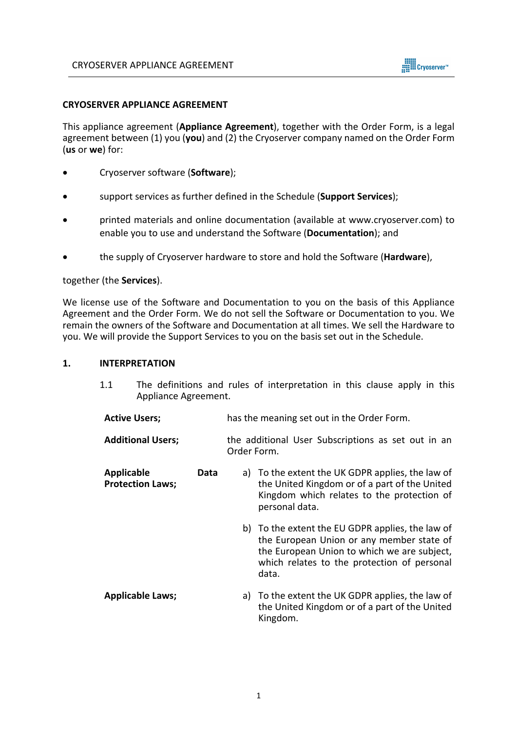# CRYOSERVER APPLIANCE AGREEMENT

This appliance agreement (**Appliance Agreement**), together with the Order Form, is a legal agreement between (1) you (**you**) and (2) the Cryoserver company named on the Order Form (**us** or **we**) for:

- Cryoserver software (**Software**);
- support services as further defined in the Schedule (**Support Services**);
- printed materials and online documentation (available at www.cryoserver.com) to enable you to use and understand the Software (**Documentation**); and
- the supply of Cryoserver hardware to store and hold the Software (**Hardware**),

together (the **Services**).

We license use of the Software and Documentation to you on the basis of this Appliance Agreement and the Order Form. We do not sell the Software or Documentation to you. We remain the owners of the Software and Documentation at all times. We sell the Hardware to you. We will provide the Support Services to you on the basis set out in the Schedule.

## 1. INTERPRETATION

1.1 The definitions and rules of interpretation in this clause apply in this Appliance Agreement.

**Active Users;** has the meaning set out in the Order Form.

**Additional Users;** the additional User Subscriptions as set out in an Order Form.

**Applicable Data Protection Laws;**

a) To the extent the UK GDPR applies, the law of the United Kingdom or of a part of the United Kingdom which relates to the protection of personal data.

b) To the extent the EU GDPR applies, the law of the European Union or any member state of the European Union to which we are subject, which relates to the protection of personal data.

**Applicable Laws;**

a) To the extent the UK GDPR applies, the law of the United Kingdom or of a part of the United Kingdom.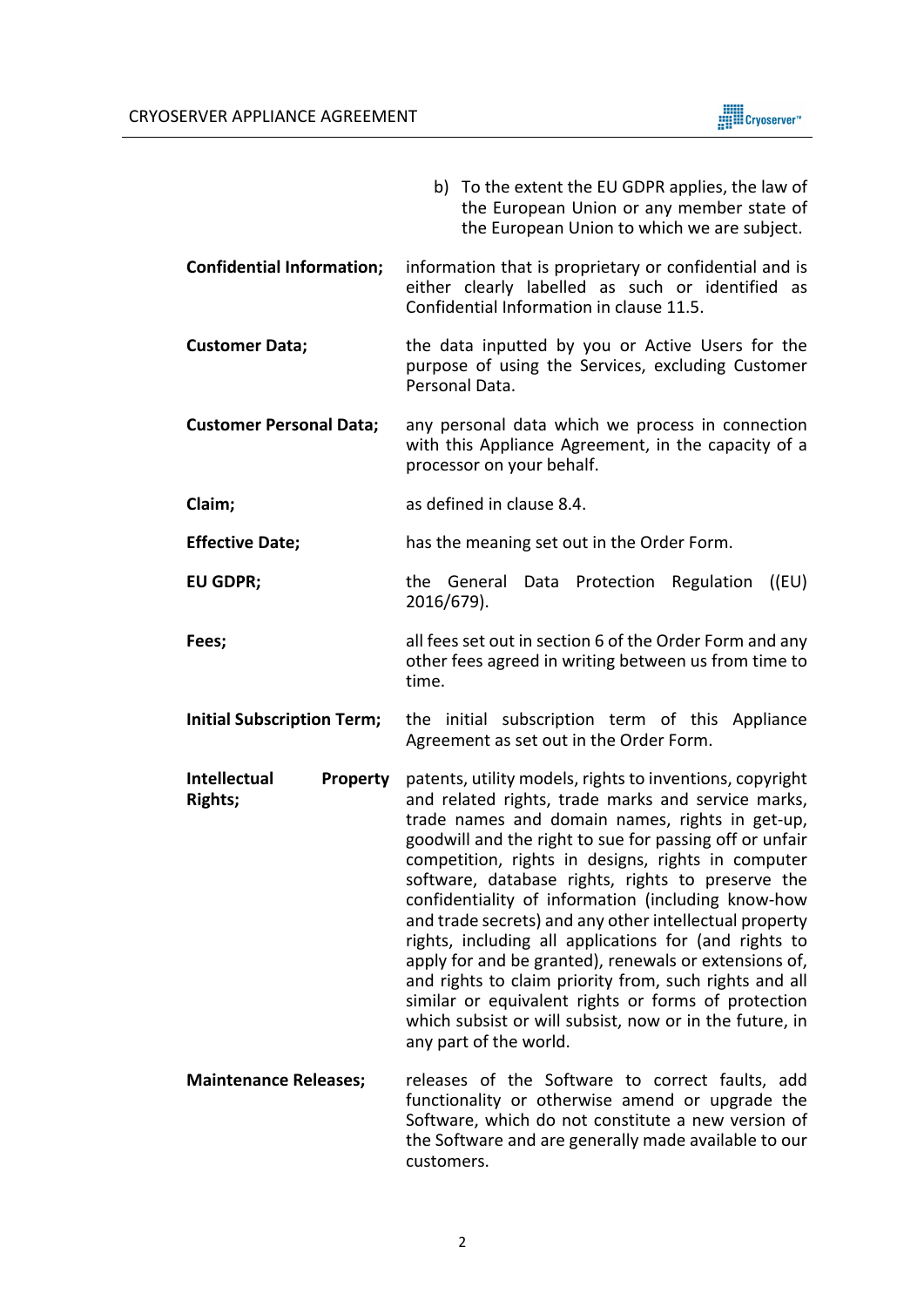b) To the extent the EU GDPR applies, the law of the European Union or any member state of the European Union to which we are subject.

**Confidential Information;** information that is proprietary or confidential and is either clearly labelled as such or identified as Confidential Information in clause 11.5.

**Customer Data;** the data inputted by you or Active Users for the purpose of using the Services, excluding Customer Personal Data.

**Customer Personal Data;** any personal data which we process in connection with this Appliance Agreement, in the capacity of a processor on your behalf.

**Claim;** as defined in clause 8.4.

**Effective Date;** has the meaning set out in the Order Form.

**EU GDPR;** the General Data Protection Regulation ((EU) 2016/679).

**Fees;** all fees set out in section 6 of the Order Form and any other fees agreed in writing between us from time to time.

**Initial Subscription Term;** the initial subscription term of this Appliance Agreement as set out in the Order Form.

**Intellectual Property Rights;** patents, utility models, rights to inventions, copyright and related rights, trade marks and service marks, trade names and domain names, rights in get-up, goodwill and the right to sue for passing off or unfair competition, rights in designs, rights in computer software, database rights, rights to preserve the confidentiality of information (including know-how and trade secrets) and any other intellectual property rights, including all applications for (and rights to apply for and be granted), renewals or extensions of, and rights to claim priority from, such rights and all similar or equivalent rights or forms of protection which subsist or will subsist, now or in the future, in any part of the world.

**Maintenance Releases;** releases of the Software to correct faults, add functionality or otherwise amend or upgrade the Software, which do not constitute a new version of the Software and are generally made available to our customers.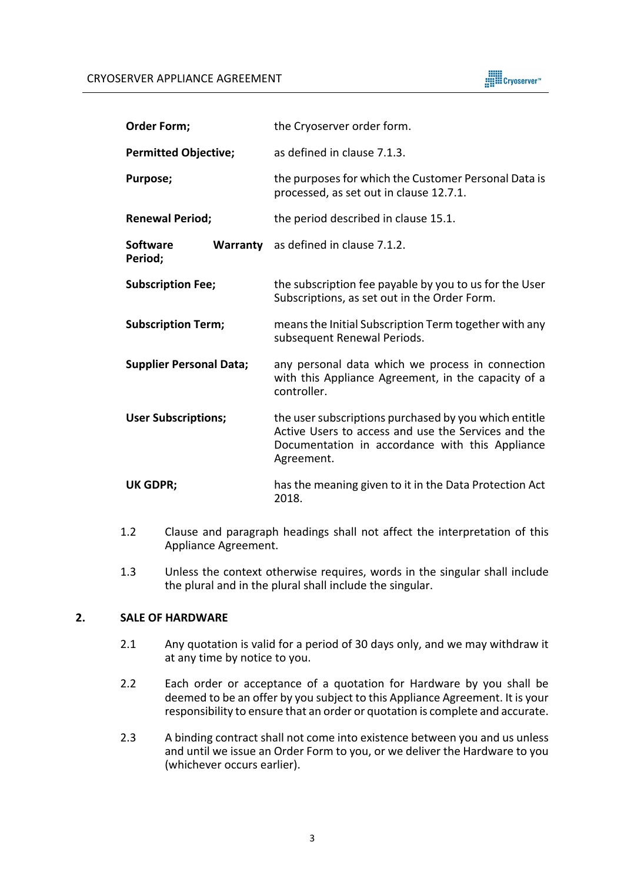| | |
|---|---|
| **Order Form;** | the Cryoserver order form. |
| **Permitted Objective;** | as defined in clause 7.1.3. |
| **Purpose;** | the purposes for which the Customer Personal Data is processed, as set out in clause 12.7.1. |
| **Renewal Period;** | the period described in clause 15.1. |
| **Software Warranty Period;** | as defined in clause 7.1.2. |
| **Subscription Fee;** | the subscription fee payable by you to us for the User Subscriptions, as set out in the Order Form. |
| **Subscription Term;** | means the Initial Subscription Term together with any subsequent Renewal Periods. |
| **Supplier Personal Data;** | any personal data which we process in connection with this Appliance Agreement, in the capacity of a controller. |
| **User Subscriptions;** | the user subscriptions purchased by you which entitle Active Users to access and use the Services and the Documentation in accordance with this Appliance Agreement. |
| **UK GDPR;** | has the meaning given to it in the Data Protection Act 2018. |

1.2 Clause and paragraph headings shall not affect the interpretation of this Appliance Agreement.

1.3 Unless the context otherwise requires, words in the singular shall include the plural and in the plural shall include the singular.

## 2. SALE OF HARDWARE

2.1 Any quotation is valid for a period of 30 days only, and we may withdraw it at any time by notice to you.

2.2 Each order or acceptance of a quotation for Hardware by you shall be deemed to be an offer by you subject to this Appliance Agreement. It is your responsibility to ensure that an order or quotation is complete and accurate.

2.3 A binding contract shall not come into existence between you and us unless and until we issue an Order Form to you, or we deliver the Hardware to you (whichever occurs earlier).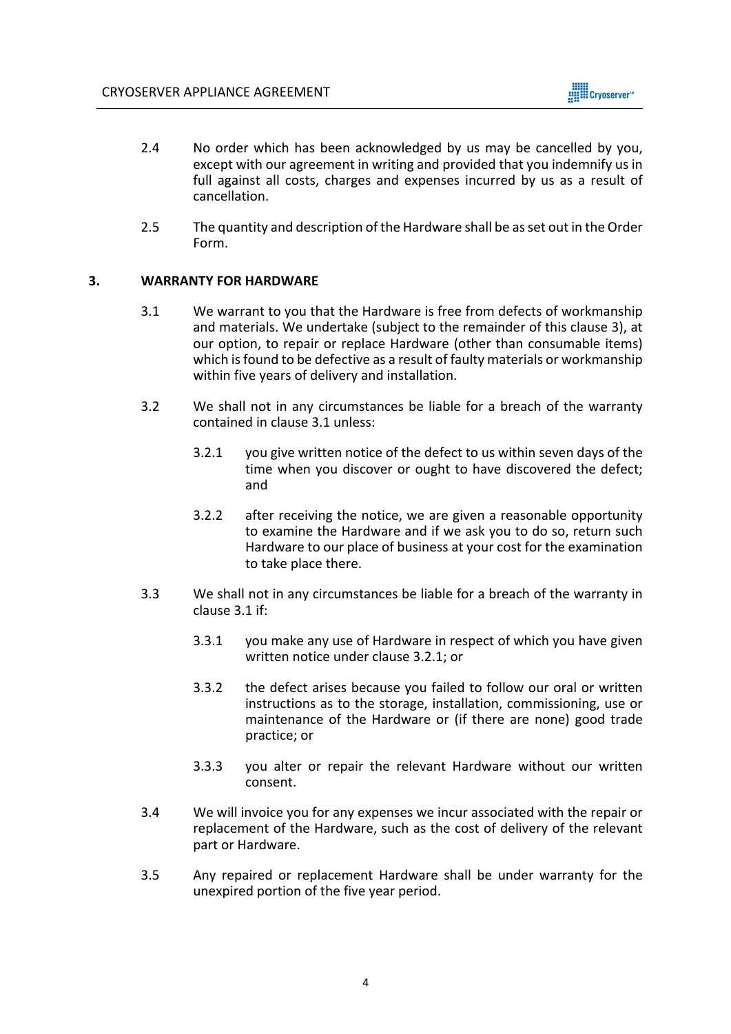2.4 No order which has been acknowledged by us may be cancelled by you, except with our agreement in writing and provided that you indemnify us in full against all costs, charges and expenses incurred by us as a result of cancellation.

2.5 The quantity and description of the Hardware shall be as set out in the Order Form.

## 3. WARRANTY FOR HARDWARE

3.1 We warrant to you that the Hardware is free from defects of workmanship and materials. We undertake (subject to the remainder of this clause 3), at our option, to repair or replace Hardware (other than consumable items) which is found to be defective as a result of faulty materials or workmanship within five years of delivery and installation.

3.2 We shall not in any circumstances be liable for a breach of the warranty contained in clause 3.1 unless:

3.2.1 you give written notice of the defect to us within seven days of the time when you discover or ought to have discovered the defect; and

3.2.2 after receiving the notice, we are given a reasonable opportunity to examine the Hardware and if we ask you to do so, return such Hardware to our place of business at your cost for the examination to take place there.

3.3 We shall not in any circumstances be liable for a breach of the warranty in clause 3.1 if:

3.3.1 you make any use of Hardware in respect of which you have given written notice under clause 3.2.1; or

3.3.2 the defect arises because you failed to follow our oral or written instructions as to the storage, installation, commissioning, use or maintenance of the Hardware or (if there are none) good trade practice; or

3.3.3 you alter or repair the relevant Hardware without our written consent.

3.4 We will invoice you for any expenses we incur associated with the repair or replacement of the Hardware, such as the cost of delivery of the relevant part or Hardware.

3.5 Any repaired or replacement Hardware shall be under warranty for the unexpired portion of the five year period.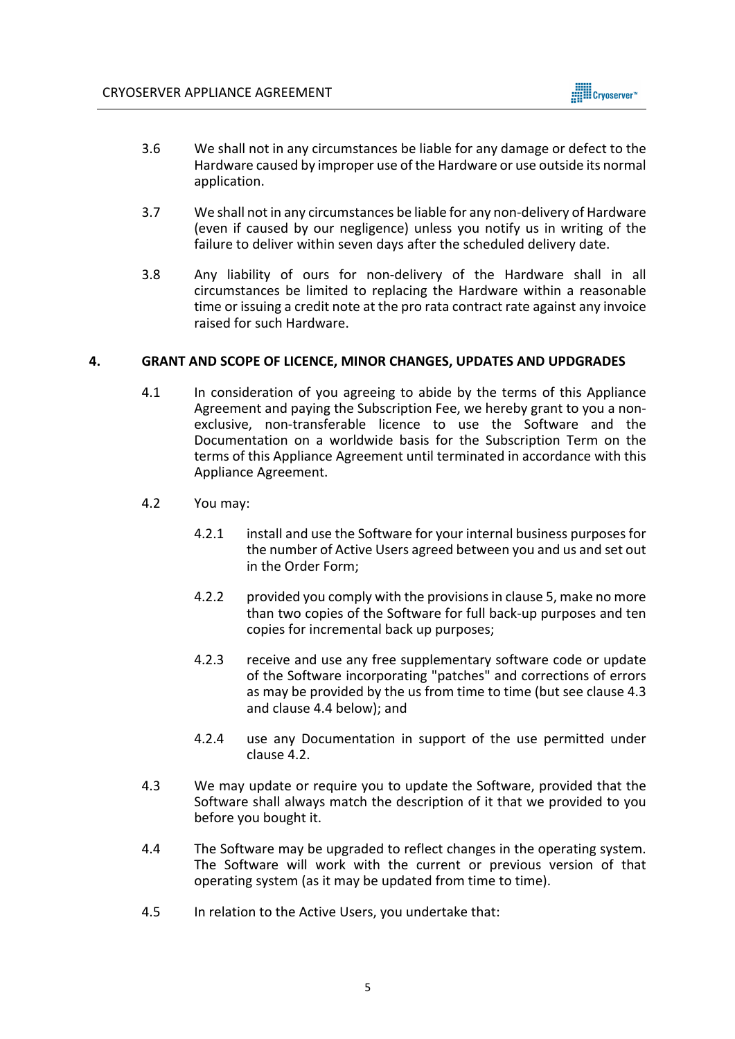3.6 We shall not in any circumstances be liable for any damage or defect to the Hardware caused by improper use of the Hardware or use outside its normal application.

3.7 We shall not in any circumstances be liable for any non-delivery of Hardware (even if caused by our negligence) unless you notify us in writing of the failure to deliver within seven days after the scheduled delivery date.

3.8 Any liability of ours for non-delivery of the Hardware shall in all circumstances be limited to replacing the Hardware within a reasonable time or issuing a credit note at the pro rata contract rate against any invoice raised for such Hardware.

## 4. GRANT AND SCOPE OF LICENCE, MINOR CHANGES, UPDATES AND UPDGRADES

4.1 In consideration of you agreeing to abide by the terms of this Appliance Agreement and paying the Subscription Fee, we hereby grant to you a non-exclusive, non-transferable licence to use the Software and the Documentation on a worldwide basis for the Subscription Term on the terms of this Appliance Agreement until terminated in accordance with this Appliance Agreement.

4.2 You may:

4.2.1 install and use the Software for your internal business purposes for the number of Active Users agreed between you and us and set out in the Order Form;

4.2.2 provided you comply with the provisions in clause 5, make no more than two copies of the Software for full back-up purposes and ten copies for incremental back up purposes;

4.2.3 receive and use any free supplementary software code or update of the Software incorporating "patches" and corrections of errors as may be provided by the us from time to time (but see clause 4.3 and clause 4.4 below); and

4.2.4 use any Documentation in support of the use permitted under clause 4.2.

4.3 We may update or require you to update the Software, provided that the Software shall always match the description of it that we provided to you before you bought it.

4.4 The Software may be upgraded to reflect changes in the operating system. The Software will work with the current or previous version of that operating system (as it may be updated from time to time).

4.5 In relation to the Active Users, you undertake that: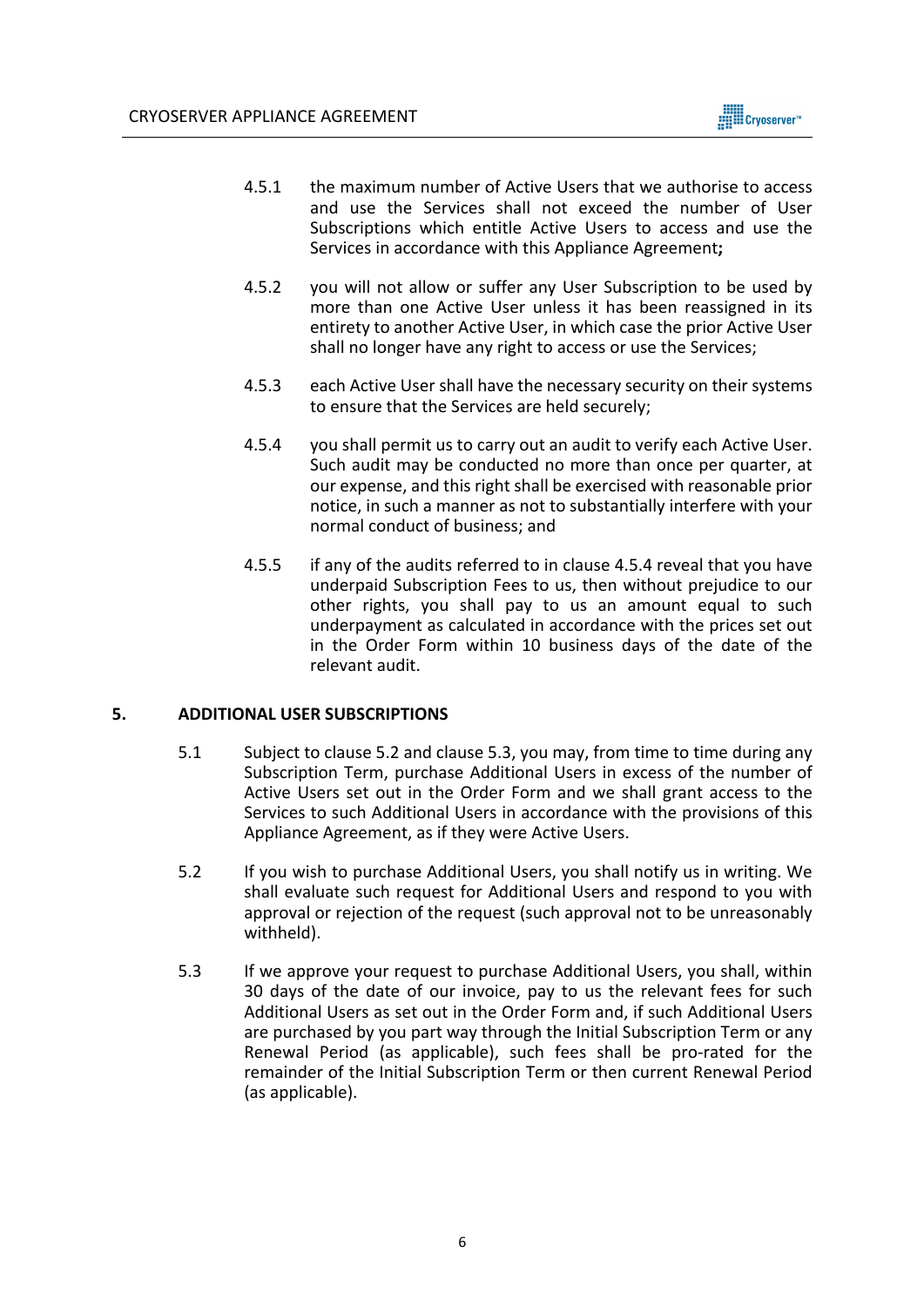4.5.1 the maximum number of Active Users that we authorise to access and use the Services shall not exceed the number of User Subscriptions which entitle Active Users to access and use the Services in accordance with this Appliance Agreement**;**

4.5.2 you will not allow or suffer any User Subscription to be used by more than one Active User unless it has been reassigned in its entirety to another Active User, in which case the prior Active User shall no longer have any right to access or use the Services;

4.5.3 each Active User shall have the necessary security on their systems to ensure that the Services are held securely;

4.5.4 you shall permit us to carry out an audit to verify each Active User. Such audit may be conducted no more than once per quarter, at our expense, and this right shall be exercised with reasonable prior notice, in such a manner as not to substantially interfere with your normal conduct of business; and

4.5.5 if any of the audits referred to in clause 4.5.4 reveal that you have underpaid Subscription Fees to us, then without prejudice to our other rights, you shall pay to us an amount equal to such underpayment as calculated in accordance with the prices set out in the Order Form within 10 business days of the date of the relevant audit.

## 5. ADDITIONAL USER SUBSCRIPTIONS

5.1 Subject to clause 5.2 and clause 5.3, you may, from time to time during any Subscription Term, purchase Additional Users in excess of the number of Active Users set out in the Order Form and we shall grant access to the Services to such Additional Users in accordance with the provisions of this Appliance Agreement, as if they were Active Users.

5.2 If you wish to purchase Additional Users, you shall notify us in writing. We shall evaluate such request for Additional Users and respond to you with approval or rejection of the request (such approval not to be unreasonably withheld).

5.3 If we approve your request to purchase Additional Users, you shall, within 30 days of the date of our invoice, pay to us the relevant fees for such Additional Users as set out in the Order Form and, if such Additional Users are purchased by you part way through the Initial Subscription Term or any Renewal Period (as applicable), such fees shall be pro-rated for the remainder of the Initial Subscription Term or then current Renewal Period (as applicable).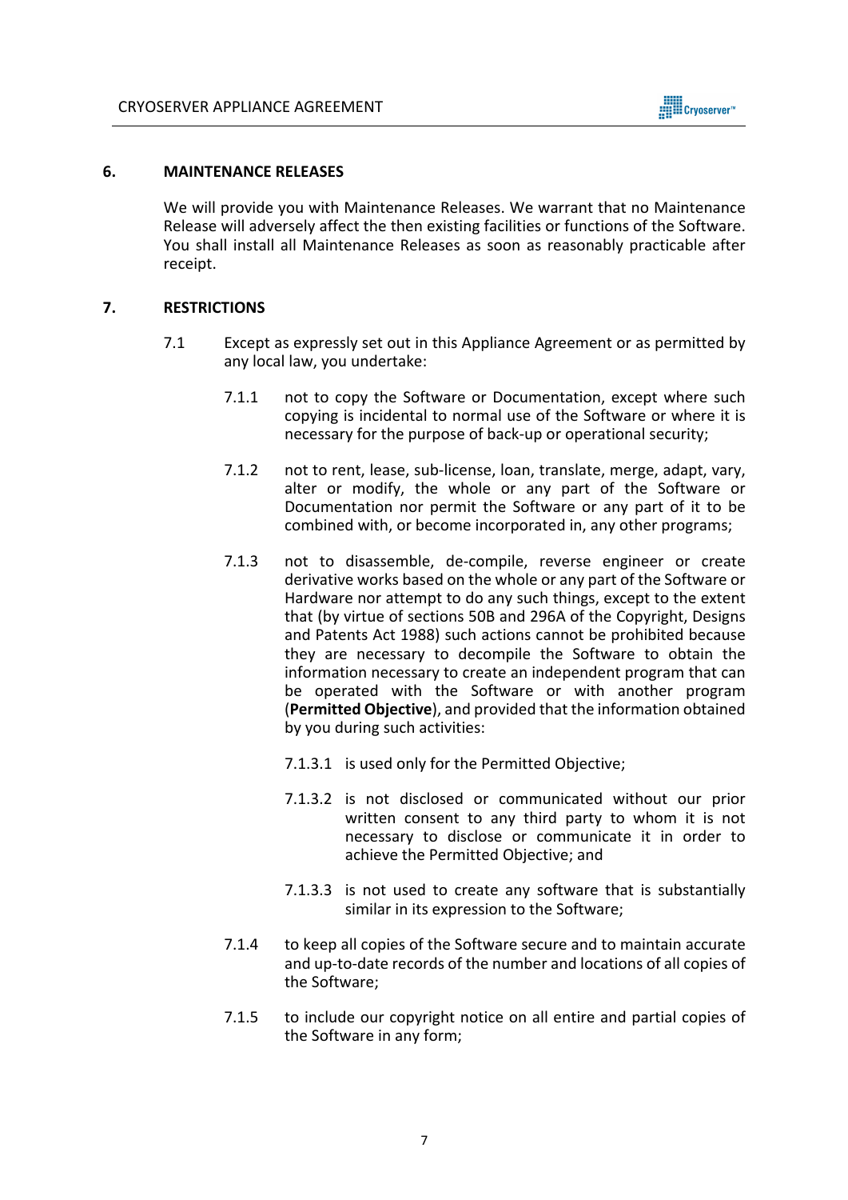## 6. MAINTENANCE RELEASES

We will provide you with Maintenance Releases. We warrant that no Maintenance Release will adversely affect the then existing facilities or functions of the Software. You shall install all Maintenance Releases as soon as reasonably practicable after receipt.

## 7. RESTRICTIONS

7.1 Except as expressly set out in this Appliance Agreement or as permitted by any local law, you undertake:

7.1.1 not to copy the Software or Documentation, except where such copying is incidental to normal use of the Software or where it is necessary for the purpose of back-up or operational security;

7.1.2 not to rent, lease, sub-license, loan, translate, merge, adapt, vary, alter or modify, the whole or any part of the Software or Documentation nor permit the Software or any part of it to be combined with, or become incorporated in, any other programs;

7.1.3 not to disassemble, de-compile, reverse engineer or create derivative works based on the whole or any part of the Software or Hardware nor attempt to do any such things, except to the extent that (by virtue of sections 50B and 296A of the Copyright, Designs and Patents Act 1988) such actions cannot be prohibited because they are necessary to decompile the Software to obtain the information necessary to create an independent program that can be operated with the Software or with another program (**Permitted Objective**), and provided that the information obtained by you during such activities:

7.1.3.1 is used only for the Permitted Objective;

7.1.3.2 is not disclosed or communicated without our prior written consent to any third party to whom it is not necessary to disclose or communicate it in order to achieve the Permitted Objective; and

7.1.3.3 is not used to create any software that is substantially similar in its expression to the Software;

7.1.4 to keep all copies of the Software secure and to maintain accurate and up-to-date records of the number and locations of all copies of the Software;

7.1.5 to include our copyright notice on all entire and partial copies of the Software in any form;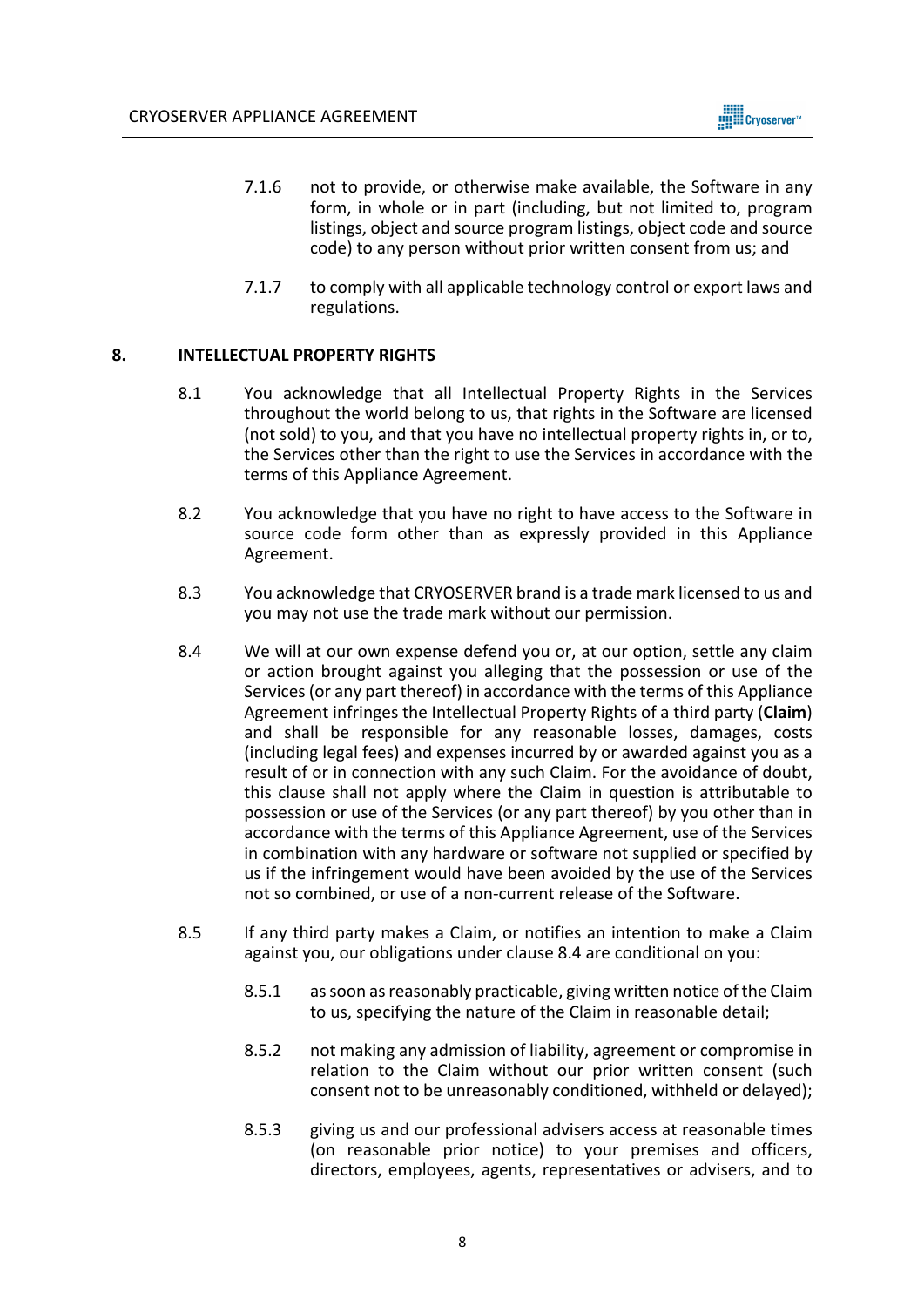7.1.6 not to provide, or otherwise make available, the Software in any form, in whole or in part (including, but not limited to, program listings, object and source program listings, object code and source code) to any person without prior written consent from us; and

7.1.7 to comply with all applicable technology control or export laws and regulations.

## 8. INTELLECTUAL PROPERTY RIGHTS

8.1 You acknowledge that all Intellectual Property Rights in the Services throughout the world belong to us, that rights in the Software are licensed (not sold) to you, and that you have no intellectual property rights in, or to, the Services other than the right to use the Services in accordance with the terms of this Appliance Agreement.

8.2 You acknowledge that you have no right to have access to the Software in source code form other than as expressly provided in this Appliance Agreement.

8.3 You acknowledge that CRYOSERVER brand is a trade mark licensed to us and you may not use the trade mark without our permission.

8.4 We will at our own expense defend you or, at our option, settle any claim or action brought against you alleging that the possession or use of the Services (or any part thereof) in accordance with the terms of this Appliance Agreement infringes the Intellectual Property Rights of a third party (**Claim**) and shall be responsible for any reasonable losses, damages, costs (including legal fees) and expenses incurred by or awarded against you as a result of or in connection with any such Claim. For the avoidance of doubt, this clause shall not apply where the Claim in question is attributable to possession or use of the Services (or any part thereof) by you other than in accordance with the terms of this Appliance Agreement, use of the Services in combination with any hardware or software not supplied or specified by us if the infringement would have been avoided by the use of the Services not so combined, or use of a non-current release of the Software.

8.5 If any third party makes a Claim, or notifies an intention to make a Claim against you, our obligations under clause 8.4 are conditional on you:

8.5.1 as soon as reasonably practicable, giving written notice of the Claim to us, specifying the nature of the Claim in reasonable detail;

8.5.2 not making any admission of liability, agreement or compromise in relation to the Claim without our prior written consent (such consent not to be unreasonably conditioned, withheld or delayed);

8.5.3 giving us and our professional advisers access at reasonable times (on reasonable prior notice) to your premises and officers, directors, employees, agents, representatives or advisers, and to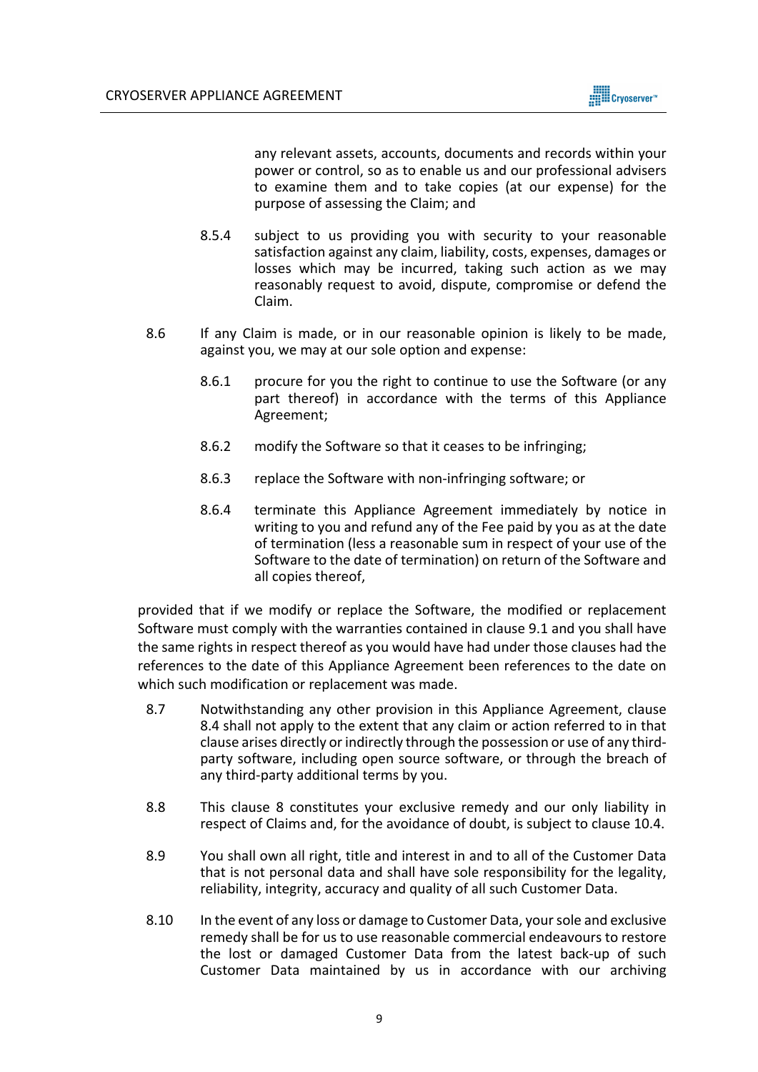any relevant assets, accounts, documents and records within your power or control, so as to enable us and our professional advisers to examine them and to take copies (at our expense) for the purpose of assessing the Claim; and

8.5.4 subject to us providing you with security to your reasonable satisfaction against any claim, liability, costs, expenses, damages or losses which may be incurred, taking such action as we may reasonably request to avoid, dispute, compromise or defend the Claim.

8.6 If any Claim is made, or in our reasonable opinion is likely to be made, against you, we may at our sole option and expense:

8.6.1 procure for you the right to continue to use the Software (or any part thereof) in accordance with the terms of this Appliance Agreement;

8.6.2 modify the Software so that it ceases to be infringing;

8.6.3 replace the Software with non-infringing software; or

8.6.4 terminate this Appliance Agreement immediately by notice in writing to you and refund any of the Fee paid by you as at the date of termination (less a reasonable sum in respect of your use of the Software to the date of termination) on return of the Software and all copies thereof,

provided that if we modify or replace the Software, the modified or replacement Software must comply with the warranties contained in clause 9.1 and you shall have the same rights in respect thereof as you would have had under those clauses had the references to the date of this Appliance Agreement been references to the date on which such modification or replacement was made.

8.7 Notwithstanding any other provision in this Appliance Agreement, clause 8.4 shall not apply to the extent that any claim or action referred to in that clause arises directly or indirectly through the possession or use of any third-party software, including open source software, or through the breach of any third-party additional terms by you.

8.8 This clause 8 constitutes your exclusive remedy and our only liability in respect of Claims and, for the avoidance of doubt, is subject to clause 10.4.

8.9 You shall own all right, title and interest in and to all of the Customer Data that is not personal data and shall have sole responsibility for the legality, reliability, integrity, accuracy and quality of all such Customer Data.

8.10 In the event of any loss or damage to Customer Data, your sole and exclusive remedy shall be for us to use reasonable commercial endeavours to restore the lost or damaged Customer Data from the latest back-up of such Customer Data maintained by us in accordance with our archiving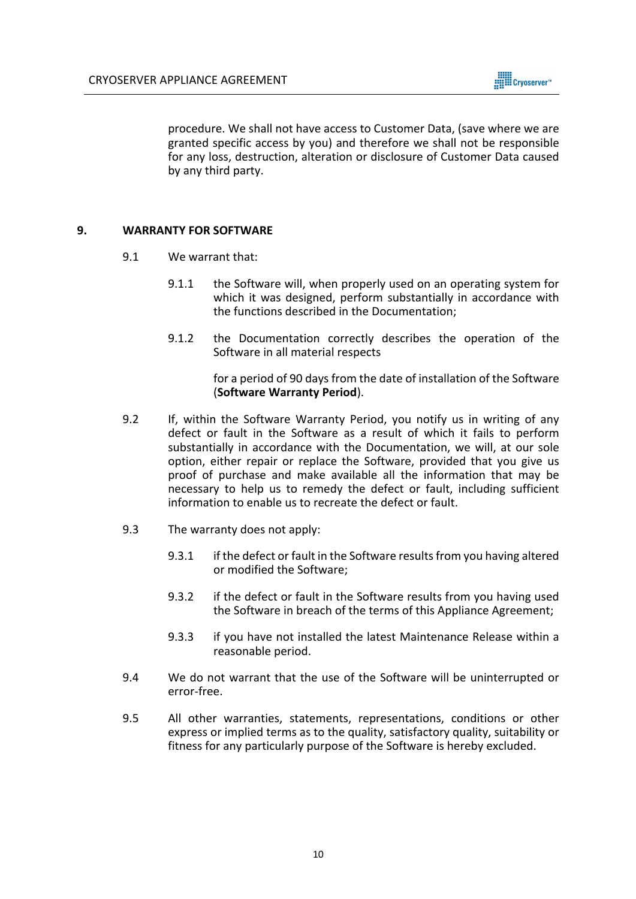procedure. We shall not have access to Customer Data, (save where we are granted specific access by you) and therefore we shall not be responsible for any loss, destruction, alteration or disclosure of Customer Data caused by any third party.

## 9. WARRANTY FOR SOFTWARE

9.1 We warrant that:

9.1.1 the Software will, when properly used on an operating system for which it was designed, perform substantially in accordance with the functions described in the Documentation;

9.1.2 the Documentation correctly describes the operation of the Software in all material respects

for a period of 90 days from the date of installation of the Software (**Software Warranty Period**).

9.2 If, within the Software Warranty Period, you notify us in writing of any defect or fault in the Software as a result of which it fails to perform substantially in accordance with the Documentation, we will, at our sole option, either repair or replace the Software, provided that you give us proof of purchase and make available all the information that may be necessary to help us to remedy the defect or fault, including sufficient information to enable us to recreate the defect or fault.

9.3 The warranty does not apply:

9.3.1 if the defect or fault in the Software results from you having altered or modified the Software;

9.3.2 if the defect or fault in the Software results from you having used the Software in breach of the terms of this Appliance Agreement;

9.3.3 if you have not installed the latest Maintenance Release within a reasonable period.

9.4 We do not warrant that the use of the Software will be uninterrupted or error-free.

9.5 All other warranties, statements, representations, conditions or other express or implied terms as to the quality, satisfactory quality, suitability or fitness for any particularly purpose of the Software is hereby excluded.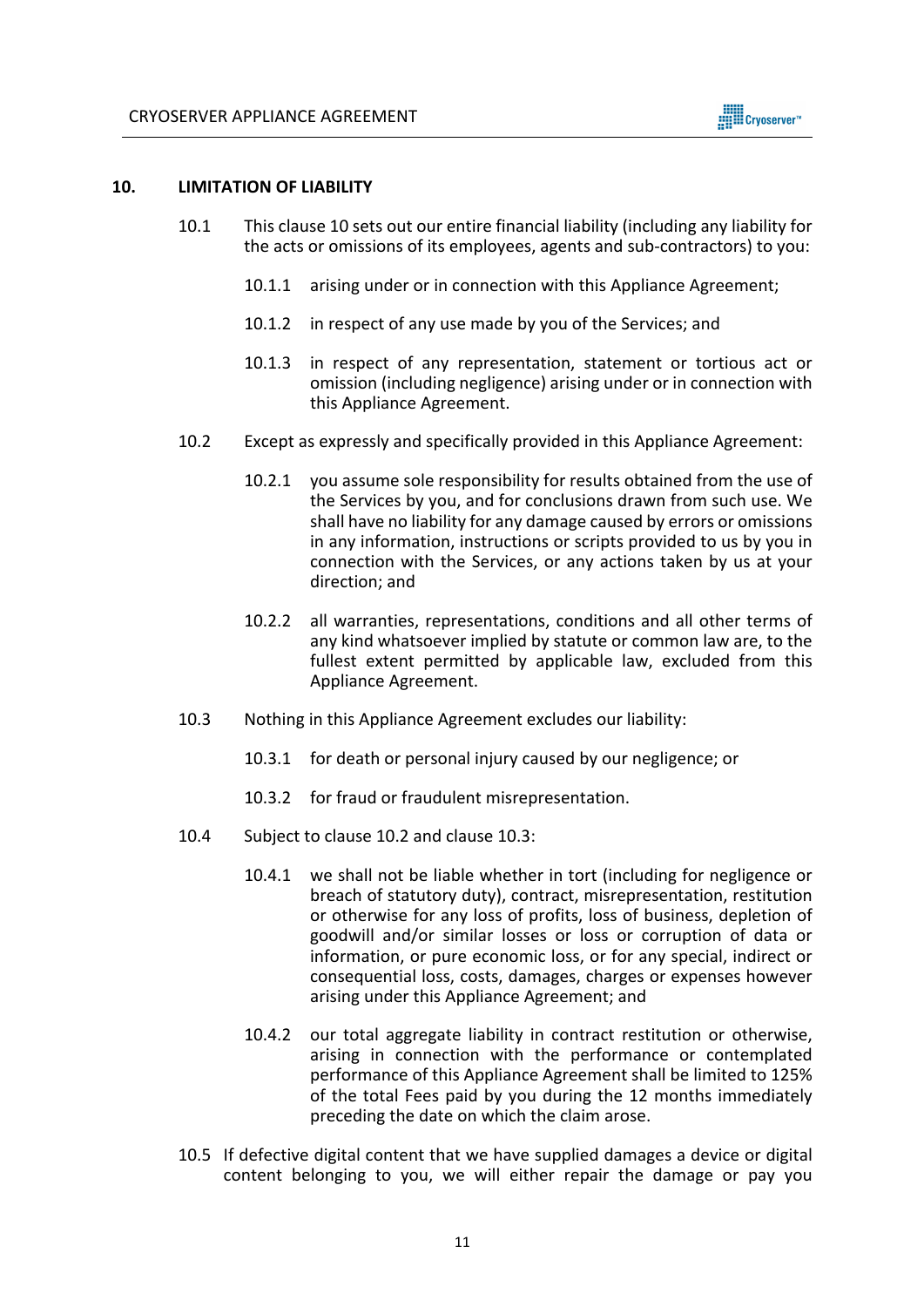## 10. LIMITATION OF LIABILITY

10.1 This clause 10 sets out our entire financial liability (including any liability for the acts or omissions of its employees, agents and sub-contractors) to you:

10.1.1 arising under or in connection with this Appliance Agreement;

10.1.2 in respect of any use made by you of the Services; and

10.1.3 in respect of any representation, statement or tortious act or omission (including negligence) arising under or in connection with this Appliance Agreement.

10.2 Except as expressly and specifically provided in this Appliance Agreement:

10.2.1 you assume sole responsibility for results obtained from the use of the Services by you, and for conclusions drawn from such use. We shall have no liability for any damage caused by errors or omissions in any information, instructions or scripts provided to us by you in connection with the Services, or any actions taken by us at your direction; and

10.2.2 all warranties, representations, conditions and all other terms of any kind whatsoever implied by statute or common law are, to the fullest extent permitted by applicable law, excluded from this Appliance Agreement.

10.3 Nothing in this Appliance Agreement excludes our liability:

10.3.1 for death or personal injury caused by our negligence; or

10.3.2 for fraud or fraudulent misrepresentation.

10.4 Subject to clause 10.2 and clause 10.3:

10.4.1 we shall not be liable whether in tort (including for negligence or breach of statutory duty), contract, misrepresentation, restitution or otherwise for any loss of profits, loss of business, depletion of goodwill and/or similar losses or loss or corruption of data or information, or pure economic loss, or for any special, indirect or consequential loss, costs, damages, charges or expenses however arising under this Appliance Agreement; and

10.4.2 our total aggregate liability in contract restitution or otherwise, arising in connection with the performance or contemplated performance of this Appliance Agreement shall be limited to 125% of the total Fees paid by you during the 12 months immediately preceding the date on which the claim arose.

10.5 If defective digital content that we have supplied damages a device or digital content belonging to you, we will either repair the damage or pay you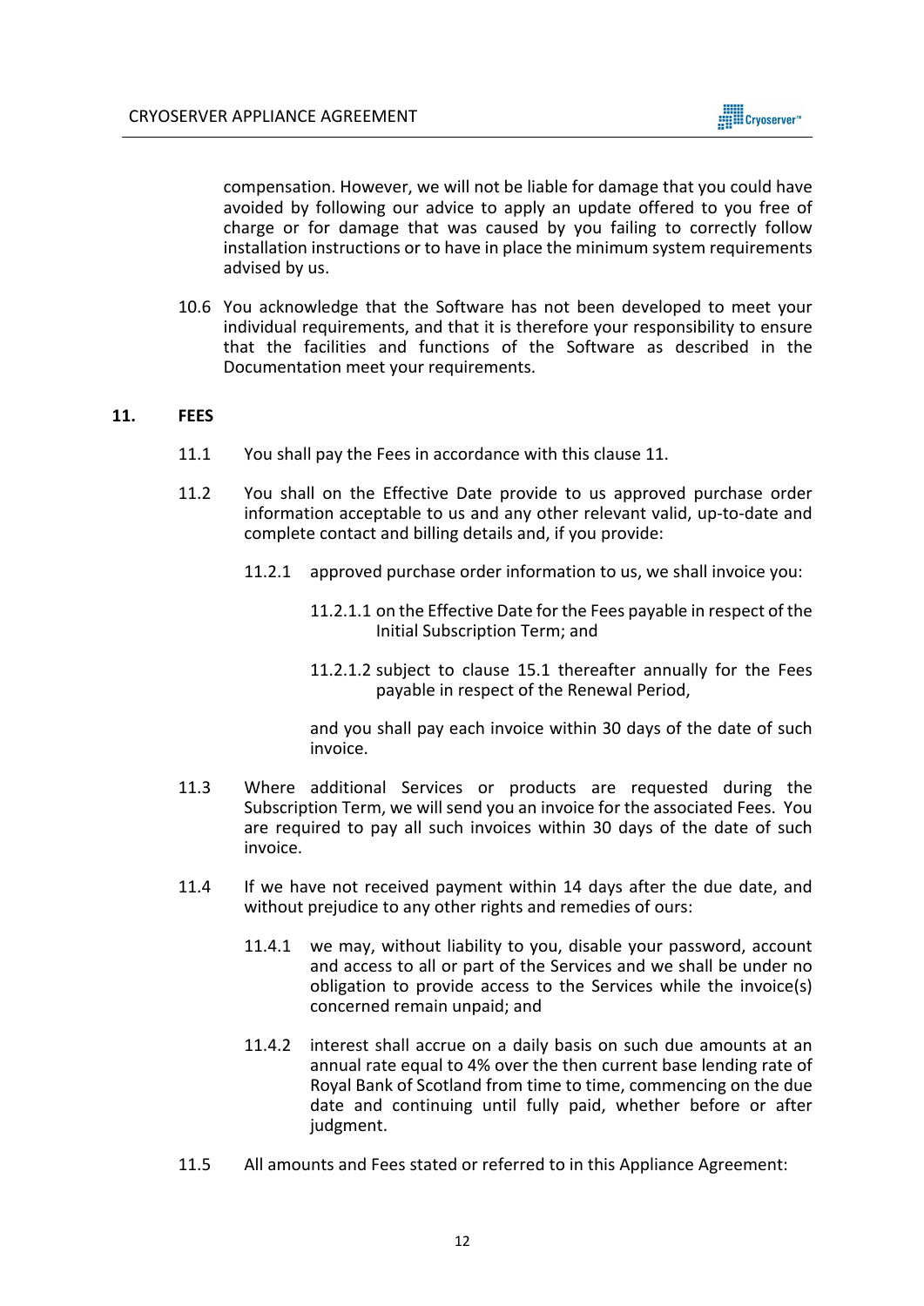compensation. However, we will not be liable for damage that you could have avoided by following our advice to apply an update offered to you free of charge or for damage that was caused by you failing to correctly follow installation instructions or to have in place the minimum system requirements advised by us.

10.6 You acknowledge that the Software has not been developed to meet your individual requirements, and that it is therefore your responsibility to ensure that the facilities and functions of the Software as described in the Documentation meet your requirements.

## 11. FEES

11.1 You shall pay the Fees in accordance with this clause 11.

11.2 You shall on the Effective Date provide to us approved purchase order information acceptable to us and any other relevant valid, up-to-date and complete contact and billing details and, if you provide:

11.2.1 approved purchase order information to us, we shall invoice you:

11.2.1.1 on the Effective Date for the Fees payable in respect of the Initial Subscription Term; and

11.2.1.2 subject to clause 15.1 thereafter annually for the Fees payable in respect of the Renewal Period,

and you shall pay each invoice within 30 days of the date of such invoice.

11.3 Where additional Services or products are requested during the Subscription Term, we will send you an invoice for the associated Fees. You are required to pay all such invoices within 30 days of the date of such invoice.

11.4 If we have not received payment within 14 days after the due date, and without prejudice to any other rights and remedies of ours:

11.4.1 we may, without liability to you, disable your password, account and access to all or part of the Services and we shall be under no obligation to provide access to the Services while the invoice(s) concerned remain unpaid; and

11.4.2 interest shall accrue on a daily basis on such due amounts at an annual rate equal to 4% over the then current base lending rate of Royal Bank of Scotland from time to time, commencing on the due date and continuing until fully paid, whether before or after judgment.

11.5 All amounts and Fees stated or referred to in this Appliance Agreement: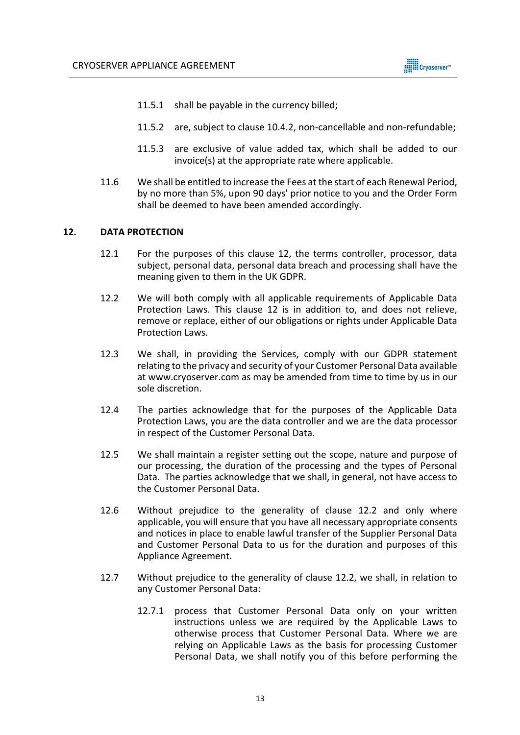11.5.1 shall be payable in the currency billed;

11.5.2 are, subject to clause 10.4.2, non-cancellable and non-refundable;

11.5.3 are exclusive of value added tax, which shall be added to our invoice(s) at the appropriate rate where applicable.

11.6 We shall be entitled to increase the Fees at the start of each Renewal Period, by no more than 5%, upon 90 days' prior notice to you and the Order Form shall be deemed to have been amended accordingly.

## 12. DATA PROTECTION

12.1 For the purposes of this clause 12, the terms controller, processor, data subject, personal data, personal data breach and processing shall have the meaning given to them in the UK GDPR.

12.2 We will both comply with all applicable requirements of Applicable Data Protection Laws. This clause 12 is in addition to, and does not relieve, remove or replace, either of our obligations or rights under Applicable Data Protection Laws.

12.3 We shall, in providing the Services, comply with our GDPR statement relating to the privacy and security of your Customer Personal Data available at www.cryoserver.com as may be amended from time to time by us in our sole discretion.

12.4 The parties acknowledge that for the purposes of the Applicable Data Protection Laws, you are the data controller and we are the data processor in respect of the Customer Personal Data.

12.5 We shall maintain a register setting out the scope, nature and purpose of our processing, the duration of the processing and the types of Personal Data. The parties acknowledge that we shall, in general, not have access to the Customer Personal Data.

12.6 Without prejudice to the generality of clause 12.2 and only where applicable, you will ensure that you have all necessary appropriate consents and notices in place to enable lawful transfer of the Supplier Personal Data and Customer Personal Data to us for the duration and purposes of this Appliance Agreement.

12.7 Without prejudice to the generality of clause 12.2, we shall, in relation to any Customer Personal Data:

12.7.1 process that Customer Personal Data only on your written instructions unless we are required by the Applicable Laws to otherwise process that Customer Personal Data. Where we are relying on Applicable Laws as the basis for processing Customer Personal Data, we shall notify you of this before performing the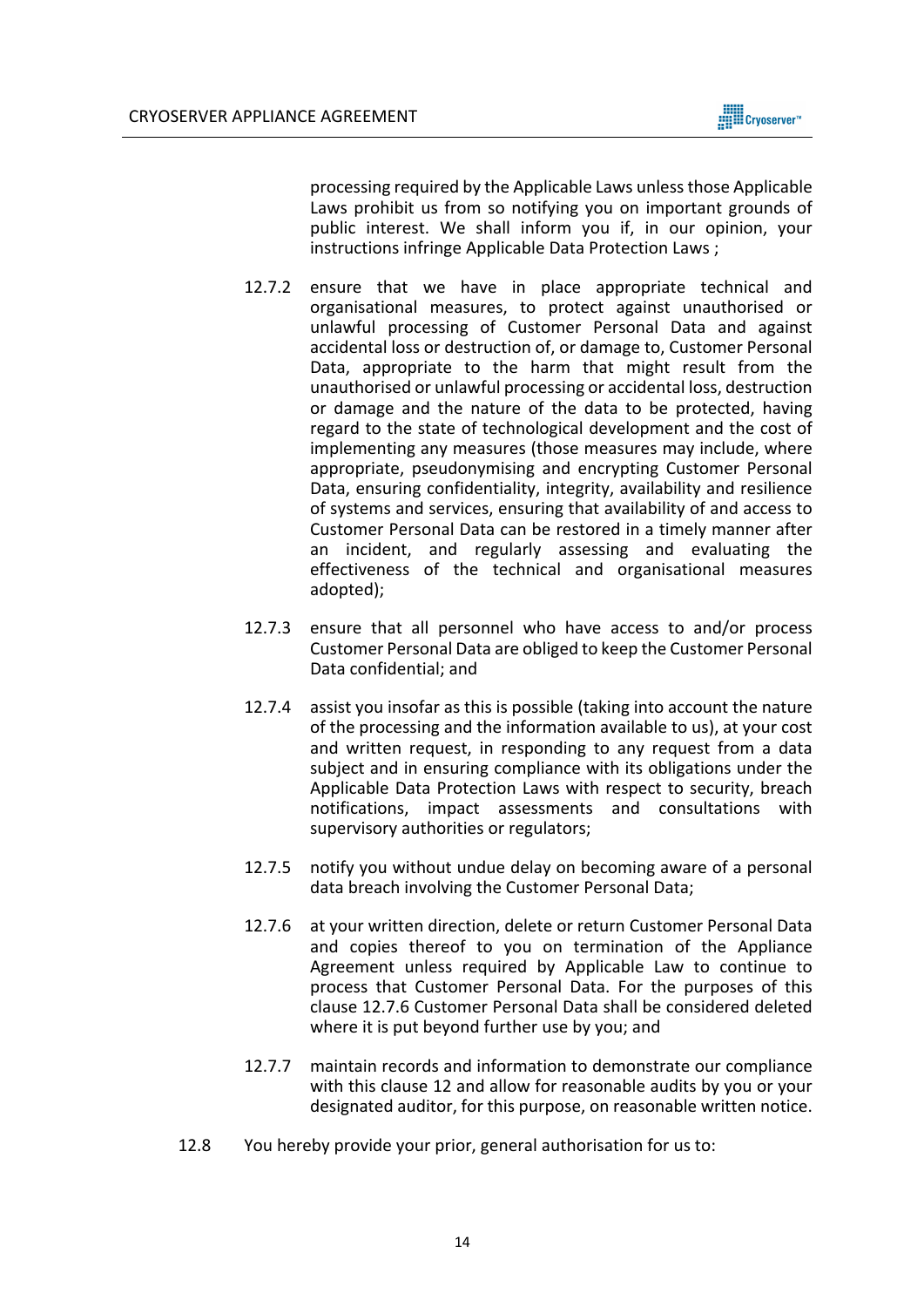processing required by the Applicable Laws unless those Applicable Laws prohibit us from so notifying you on important grounds of public interest. We shall inform you if, in our opinion, your instructions infringe Applicable Data Protection Laws ;

12.7.2 ensure that we have in place appropriate technical and organisational measures, to protect against unauthorised or unlawful processing of Customer Personal Data and against accidental loss or destruction of, or damage to, Customer Personal Data, appropriate to the harm that might result from the unauthorised or unlawful processing or accidental loss, destruction or damage and the nature of the data to be protected, having regard to the state of technological development and the cost of implementing any measures (those measures may include, where appropriate, pseudonymising and encrypting Customer Personal Data, ensuring confidentiality, integrity, availability and resilience of systems and services, ensuring that availability of and access to Customer Personal Data can be restored in a timely manner after an incident, and regularly assessing and evaluating the effectiveness of the technical and organisational measures adopted);

12.7.3 ensure that all personnel who have access to and/or process Customer Personal Data are obliged to keep the Customer Personal Data confidential; and

12.7.4 assist you insofar as this is possible (taking into account the nature of the processing and the information available to us), at your cost and written request, in responding to any request from a data subject and in ensuring compliance with its obligations under the Applicable Data Protection Laws with respect to security, breach notifications, impact assessments and consultations with supervisory authorities or regulators;

12.7.5 notify you without undue delay on becoming aware of a personal data breach involving the Customer Personal Data;

12.7.6 at your written direction, delete or return Customer Personal Data and copies thereof to you on termination of the Appliance Agreement unless required by Applicable Law to continue to process that Customer Personal Data. For the purposes of this clause 12.7.6 Customer Personal Data shall be considered deleted where it is put beyond further use by you; and

12.7.7 maintain records and information to demonstrate our compliance with this clause 12 and allow for reasonable audits by you or your designated auditor, for this purpose, on reasonable written notice.

12.8 You hereby provide your prior, general authorisation for us to: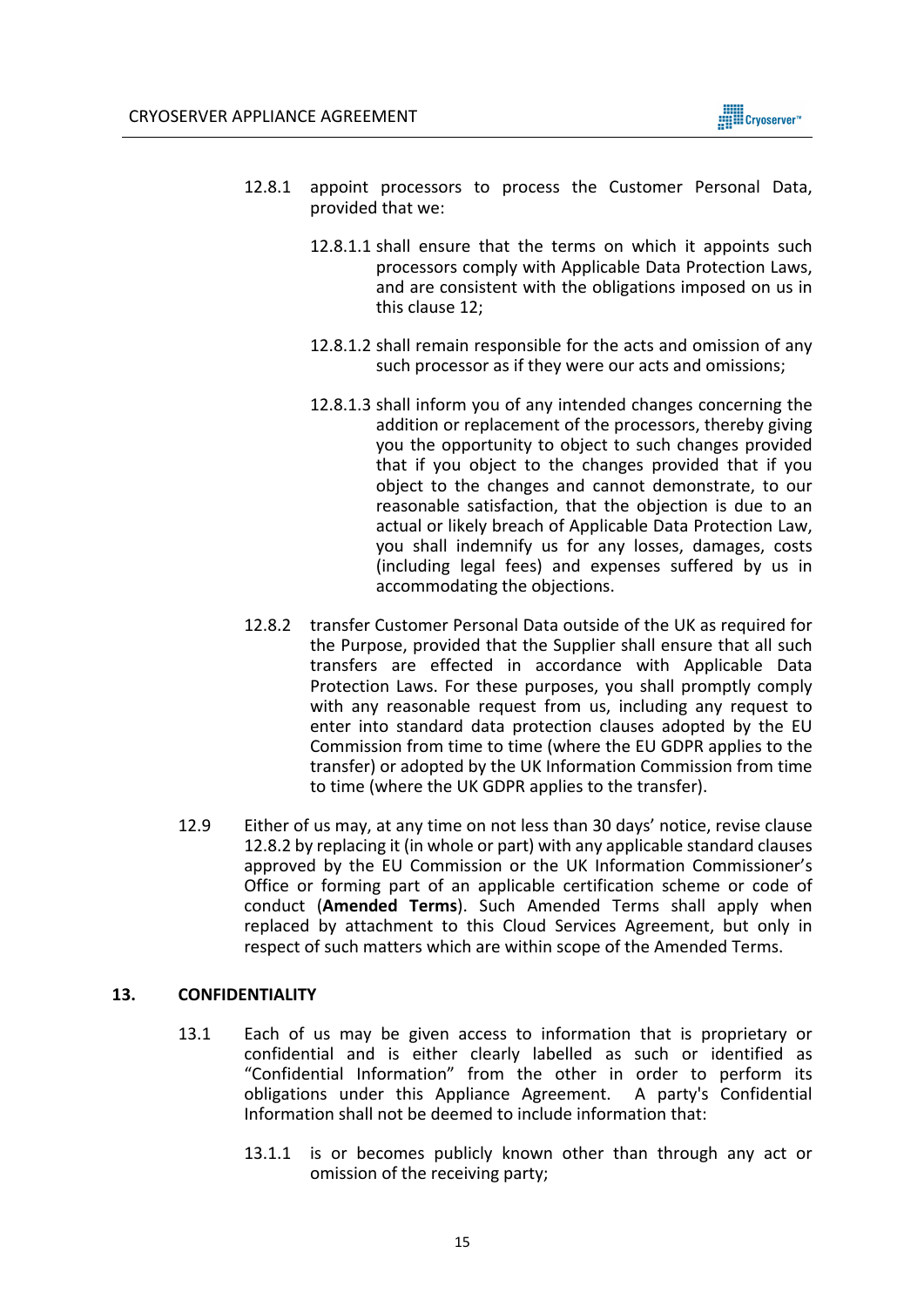12.8.1 appoint processors to process the Customer Personal Data, provided that we:

12.8.1.1 shall ensure that the terms on which it appoints such processors comply with Applicable Data Protection Laws, and are consistent with the obligations imposed on us in this clause 12;

12.8.1.2 shall remain responsible for the acts and omission of any such processor as if they were our acts and omissions;

12.8.1.3 shall inform you of any intended changes concerning the addition or replacement of the processors, thereby giving you the opportunity to object to such changes provided that if you object to the changes provided that if you object to the changes and cannot demonstrate, to our reasonable satisfaction, that the objection is due to an actual or likely breach of Applicable Data Protection Law, you shall indemnify us for any losses, damages, costs (including legal fees) and expenses suffered by us in accommodating the objections.

12.8.2 transfer Customer Personal Data outside of the UK as required for the Purpose, provided that the Supplier shall ensure that all such transfers are effected in accordance with Applicable Data Protection Laws. For these purposes, you shall promptly comply with any reasonable request from us, including any request to enter into standard data protection clauses adopted by the EU Commission from time to time (where the EU GDPR applies to the transfer) or adopted by the UK Information Commission from time to time (where the UK GDPR applies to the transfer).

12.9 Either of us may, at any time on not less than 30 days' notice, revise clause 12.8.2 by replacing it (in whole or part) with any applicable standard clauses approved by the EU Commission or the UK Information Commissioner's Office or forming part of an applicable certification scheme or code of conduct (**Amended Terms**). Such Amended Terms shall apply when replaced by attachment to this Cloud Services Agreement, but only in respect of such matters which are within scope of the Amended Terms.

## 13. CONFIDENTIALITY

13.1 Each of us may be given access to information that is proprietary or confidential and is either clearly labelled as such or identified as "Confidential Information" from the other in order to perform its obligations under this Appliance Agreement. A party's Confidential Information shall not be deemed to include information that:

13.1.1 is or becomes publicly known other than through any act or omission of the receiving party;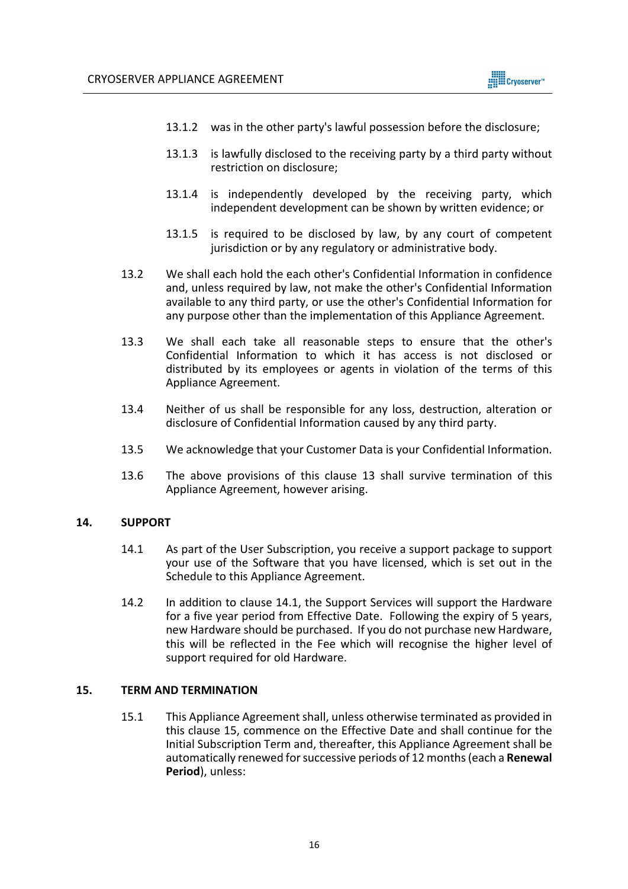13.1.2 was in the other party's lawful possession before the disclosure;

13.1.3 is lawfully disclosed to the receiving party by a third party without restriction on disclosure;

13.1.4 is independently developed by the receiving party, which independent development can be shown by written evidence; or

13.1.5 is required to be disclosed by law, by any court of competent jurisdiction or by any regulatory or administrative body.

13.2 We shall each hold the each other's Confidential Information in confidence and, unless required by law, not make the other's Confidential Information available to any third party, or use the other's Confidential Information for any purpose other than the implementation of this Appliance Agreement.

13.3 We shall each take all reasonable steps to ensure that the other's Confidential Information to which it has access is not disclosed or distributed by its employees or agents in violation of the terms of this Appliance Agreement.

13.4 Neither of us shall be responsible for any loss, destruction, alteration or disclosure of Confidential Information caused by any third party.

13.5 We acknowledge that your Customer Data is your Confidential Information.

13.6 The above provisions of this clause 13 shall survive termination of this Appliance Agreement, however arising.

## 14. SUPPORT

14.1 As part of the User Subscription, you receive a support package to support your use of the Software that you have licensed, which is set out in the Schedule to this Appliance Agreement.

14.2 In addition to clause 14.1, the Support Services will support the Hardware for a five year period from Effective Date. Following the expiry of 5 years, new Hardware should be purchased. If you do not purchase new Hardware, this will be reflected in the Fee which will recognise the higher level of support required for old Hardware.

## 15. TERM AND TERMINATION

15.1 This Appliance Agreement shall, unless otherwise terminated as provided in this clause 15, commence on the Effective Date and shall continue for the Initial Subscription Term and, thereafter, this Appliance Agreement shall be automatically renewed for successive periods of 12 months (each a **Renewal Period**), unless: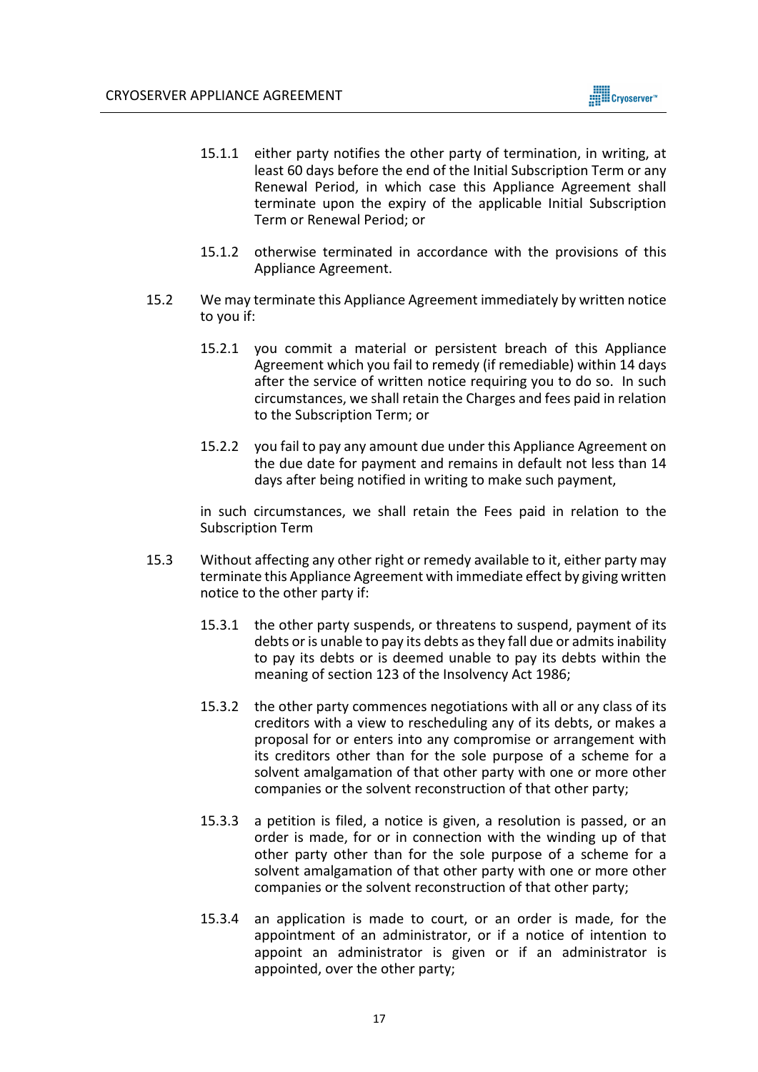15.1.1 either party notifies the other party of termination, in writing, at least 60 days before the end of the Initial Subscription Term or any Renewal Period, in which case this Appliance Agreement shall terminate upon the expiry of the applicable Initial Subscription Term or Renewal Period; or

15.1.2 otherwise terminated in accordance with the provisions of this Appliance Agreement.

15.2 We may terminate this Appliance Agreement immediately by written notice to you if:

15.2.1 you commit a material or persistent breach of this Appliance Agreement which you fail to remedy (if remediable) within 14 days after the service of written notice requiring you to do so. In such circumstances, we shall retain the Charges and fees paid in relation to the Subscription Term; or

15.2.2 you fail to pay any amount due under this Appliance Agreement on the due date for payment and remains in default not less than 14 days after being notified in writing to make such payment,

in such circumstances, we shall retain the Fees paid in relation to the Subscription Term

15.3 Without affecting any other right or remedy available to it, either party may terminate this Appliance Agreement with immediate effect by giving written notice to the other party if:

15.3.1 the other party suspends, or threatens to suspend, payment of its debts or is unable to pay its debts as they fall due or admits inability to pay its debts or is deemed unable to pay its debts within the meaning of section 123 of the Insolvency Act 1986;

15.3.2 the other party commences negotiations with all or any class of its creditors with a view to rescheduling any of its debts, or makes a proposal for or enters into any compromise or arrangement with its creditors other than for the sole purpose of a scheme for a solvent amalgamation of that other party with one or more other companies or the solvent reconstruction of that other party;

15.3.3 a petition is filed, a notice is given, a resolution is passed, or an order is made, for or in connection with the winding up of that other party other than for the sole purpose of a scheme for a solvent amalgamation of that other party with one or more other companies or the solvent reconstruction of that other party;

15.3.4 an application is made to court, or an order is made, for the appointment of an administrator, or if a notice of intention to appoint an administrator is given or if an administrator is appointed, over the other party;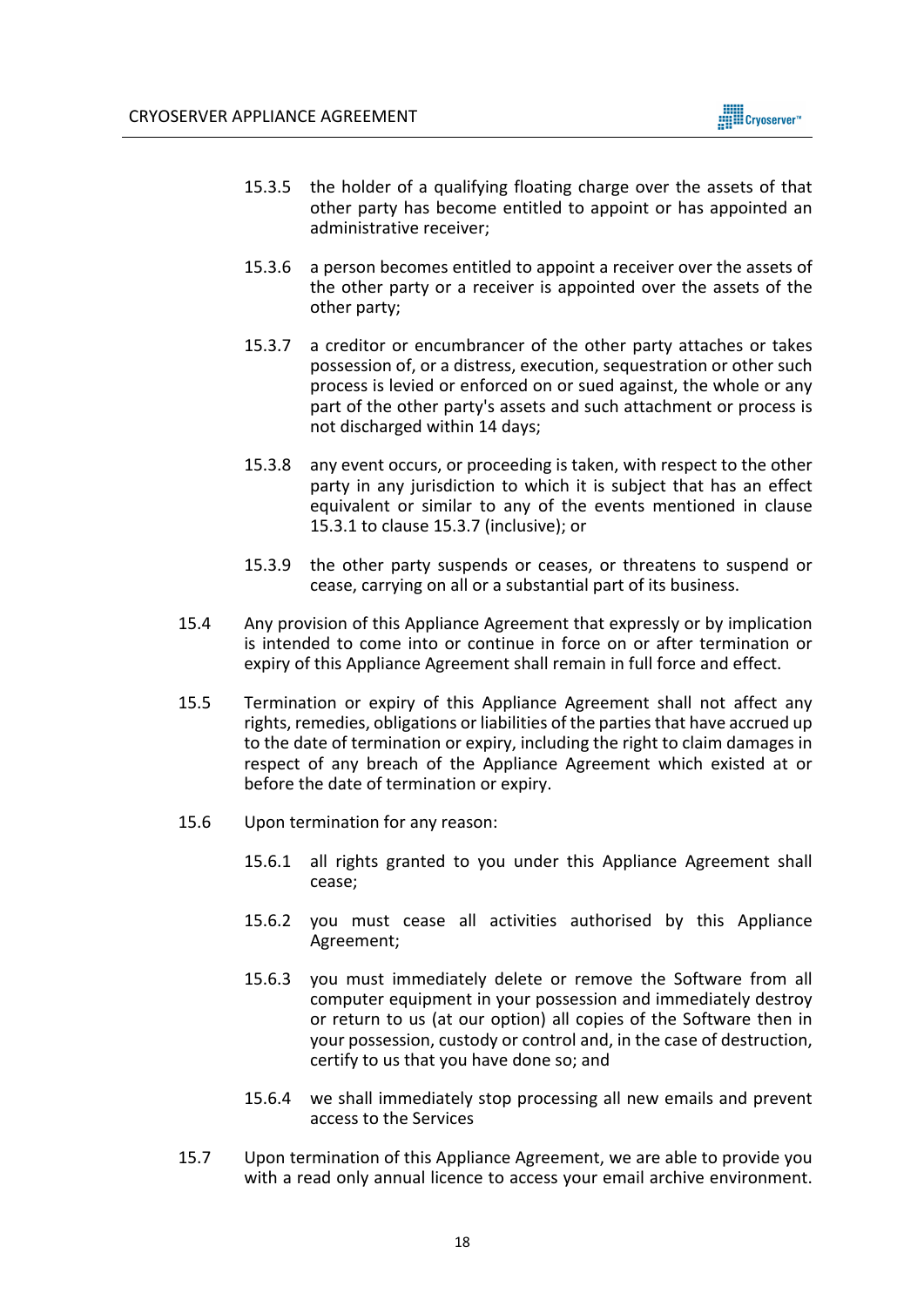15.3.5 the holder of a qualifying floating charge over the assets of that other party has become entitled to appoint or has appointed an administrative receiver;

15.3.6 a person becomes entitled to appoint a receiver over the assets of the other party or a receiver is appointed over the assets of the other party;

15.3.7 a creditor or encumbrancer of the other party attaches or takes possession of, or a distress, execution, sequestration or other such process is levied or enforced on or sued against, the whole or any part of the other party's assets and such attachment or process is not discharged within 14 days;

15.3.8 any event occurs, or proceeding is taken, with respect to the other party in any jurisdiction to which it is subject that has an effect equivalent or similar to any of the events mentioned in clause 15.3.1 to clause 15.3.7 (inclusive); or

15.3.9 the other party suspends or ceases, or threatens to suspend or cease, carrying on all or a substantial part of its business.

15.4 Any provision of this Appliance Agreement that expressly or by implication is intended to come into or continue in force on or after termination or expiry of this Appliance Agreement shall remain in full force and effect.

15.5 Termination or expiry of this Appliance Agreement shall not affect any rights, remedies, obligations or liabilities of the parties that have accrued up to the date of termination or expiry, including the right to claim damages in respect of any breach of the Appliance Agreement which existed at or before the date of termination or expiry.

15.6 Upon termination for any reason:

15.6.1 all rights granted to you under this Appliance Agreement shall cease;

15.6.2 you must cease all activities authorised by this Appliance Agreement;

15.6.3 you must immediately delete or remove the Software from all computer equipment in your possession and immediately destroy or return to us (at our option) all copies of the Software then in your possession, custody or control and, in the case of destruction, certify to us that you have done so; and

15.6.4 we shall immediately stop processing all new emails and prevent access to the Services

15.7 Upon termination of this Appliance Agreement, we are able to provide you with a read only annual licence to access your email archive environment.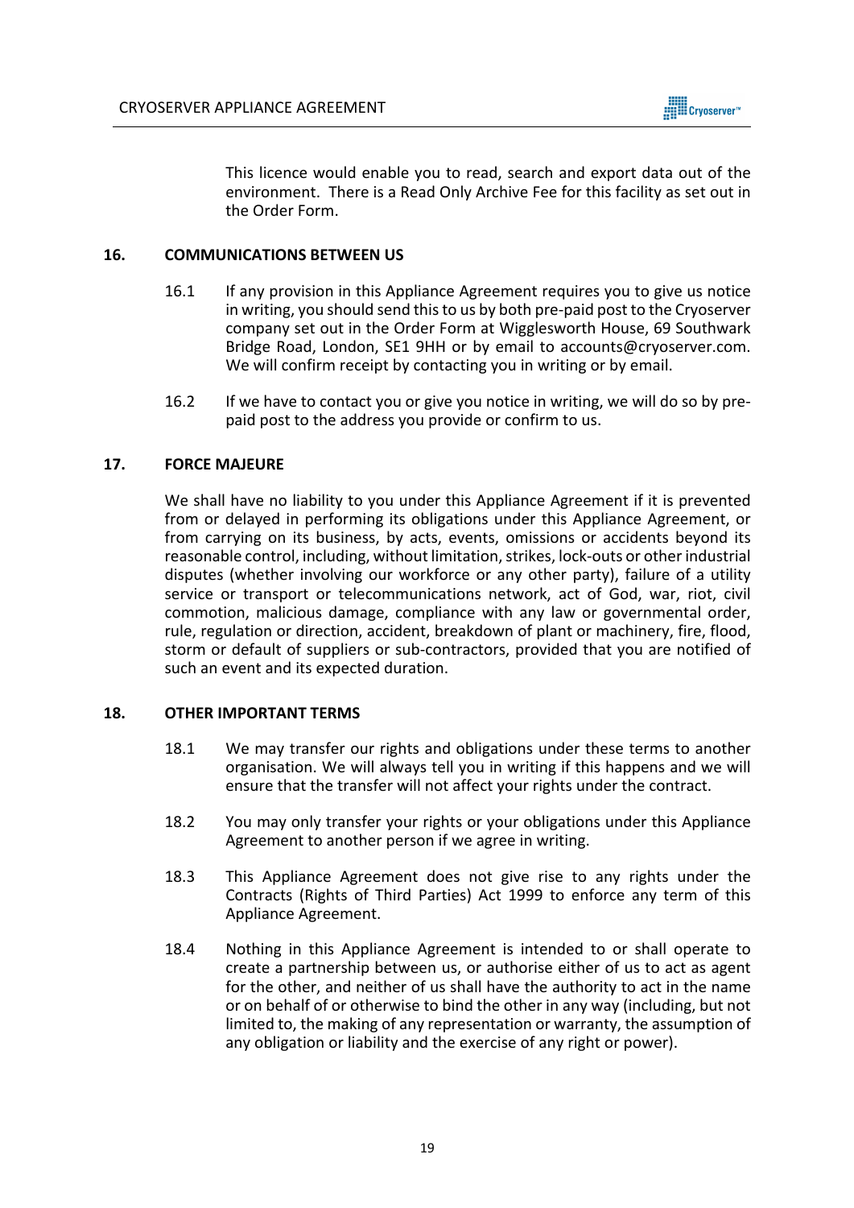This licence would enable you to read, search and export data out of the environment. There is a Read Only Archive Fee for this facility as set out in the Order Form.

## 16. COMMUNICATIONS BETWEEN US

16.1 If any provision in this Appliance Agreement requires you to give us notice in writing, you should send this to us by both pre-paid post to the Cryoserver company set out in the Order Form at Wigglesworth House, 69 Southwark Bridge Road, London, SE1 9HH or by email to accounts@cryoserver.com. We will confirm receipt by contacting you in writing or by email.

16.2 If we have to contact you or give you notice in writing, we will do so by pre-paid post to the address you provide or confirm to us.

## 17. FORCE MAJEURE

We shall have no liability to you under this Appliance Agreement if it is prevented from or delayed in performing its obligations under this Appliance Agreement, or from carrying on its business, by acts, events, omissions or accidents beyond its reasonable control, including, without limitation, strikes, lock-outs or other industrial disputes (whether involving our workforce or any other party), failure of a utility service or transport or telecommunications network, act of God, war, riot, civil commotion, malicious damage, compliance with any law or governmental order, rule, regulation or direction, accident, breakdown of plant or machinery, fire, flood, storm or default of suppliers or sub-contractors, provided that you are notified of such an event and its expected duration.

## 18. OTHER IMPORTANT TERMS

18.1 We may transfer our rights and obligations under these terms to another organisation. We will always tell you in writing if this happens and we will ensure that the transfer will not affect your rights under the contract.

18.2 You may only transfer your rights or your obligations under this Appliance Agreement to another person if we agree in writing.

18.3 This Appliance Agreement does not give rise to any rights under the Contracts (Rights of Third Parties) Act 1999 to enforce any term of this Appliance Agreement.

18.4 Nothing in this Appliance Agreement is intended to or shall operate to create a partnership between us, or authorise either of us to act as agent for the other, and neither of us shall have the authority to act in the name or on behalf of or otherwise to bind the other in any way (including, but not limited to, the making of any representation or warranty, the assumption of any obligation or liability and the exercise of any right or power).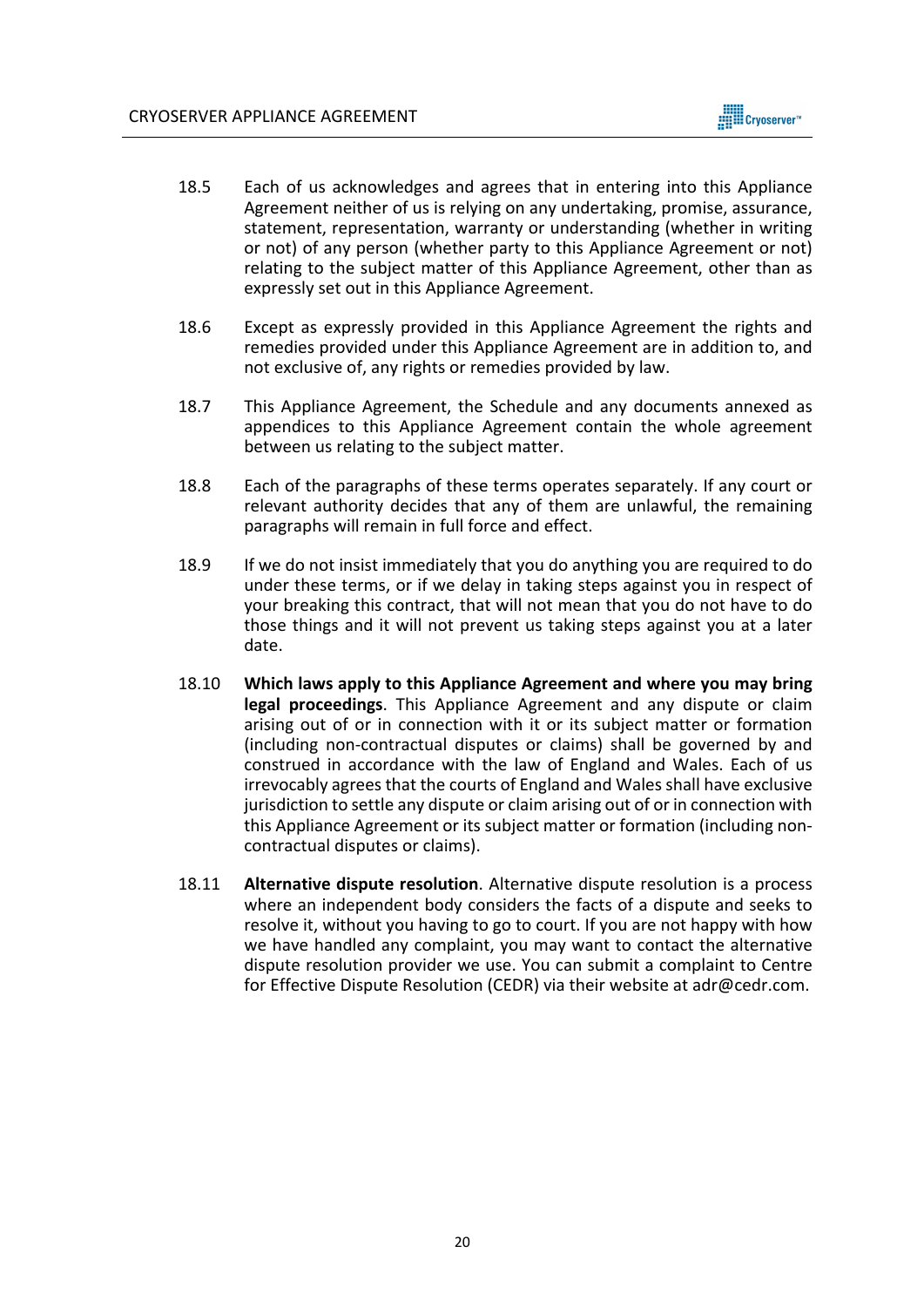18.5 Each of us acknowledges and agrees that in entering into this Appliance Agreement neither of us is relying on any undertaking, promise, assurance, statement, representation, warranty or understanding (whether in writing or not) of any person (whether party to this Appliance Agreement or not) relating to the subject matter of this Appliance Agreement, other than as expressly set out in this Appliance Agreement.

18.6 Except as expressly provided in this Appliance Agreement the rights and remedies provided under this Appliance Agreement are in addition to, and not exclusive of, any rights or remedies provided by law.

18.7 This Appliance Agreement, the Schedule and any documents annexed as appendices to this Appliance Agreement contain the whole agreement between us relating to the subject matter.

18.8 Each of the paragraphs of these terms operates separately. If any court or relevant authority decides that any of them are unlawful, the remaining paragraphs will remain in full force and effect.

18.9 If we do not insist immediately that you do anything you are required to do under these terms, or if we delay in taking steps against you in respect of your breaking this contract, that will not mean that you do not have to do those things and it will not prevent us taking steps against you at a later date.

18.10 **Which laws apply to this Appliance Agreement and where you may bring legal proceedings**. This Appliance Agreement and any dispute or claim arising out of or in connection with it or its subject matter or formation (including non-contractual disputes or claims) shall be governed by and construed in accordance with the law of England and Wales. Each of us irrevocably agrees that the courts of England and Wales shall have exclusive jurisdiction to settle any dispute or claim arising out of or in connection with this Appliance Agreement or its subject matter or formation (including non-contractual disputes or claims).

18.11 **Alternative dispute resolution**. Alternative dispute resolution is a process where an independent body considers the facts of a dispute and seeks to resolve it, without you having to go to court. If you are not happy with how we have handled any complaint, you may want to contact the alternative dispute resolution provider we use. You can submit a complaint to Centre for Effective Dispute Resolution (CEDR) via their website at adr@cedr.com.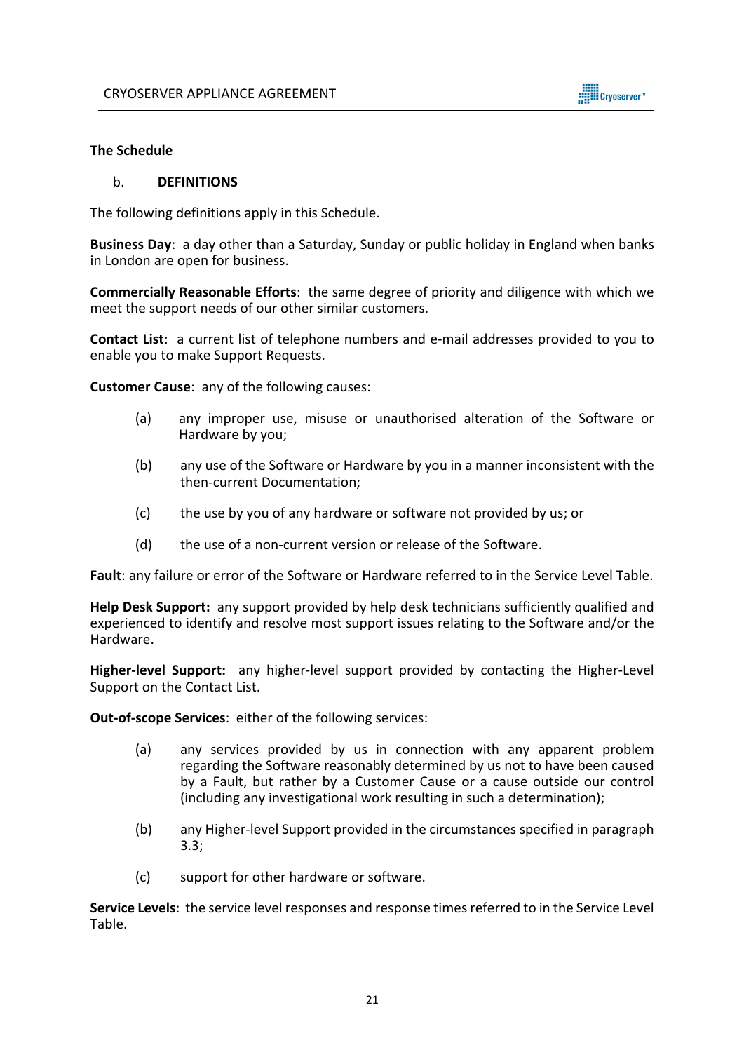## The Schedule

### b. DEFINITIONS

The following definitions apply in this Schedule.

**Business Day**: a day other than a Saturday, Sunday or public holiday in England when banks in London are open for business.

**Commercially Reasonable Efforts**: the same degree of priority and diligence with which we meet the support needs of our other similar customers.

**Contact List**: a current list of telephone numbers and e-mail addresses provided to you to enable you to make Support Requests.

**Customer Cause**: any of the following causes:

(a) any improper use, misuse or unauthorised alteration of the Software or Hardware by you;

(b) any use of the Software or Hardware by you in a manner inconsistent with the then-current Documentation;

(c) the use by you of any hardware or software not provided by us; or

(d) the use of a non-current version or release of the Software.

**Fault**: any failure or error of the Software or Hardware referred to in the Service Level Table.

**Help Desk Support:** any support provided by help desk technicians sufficiently qualified and experienced to identify and resolve most support issues relating to the Software and/or the Hardware.

**Higher-level Support:** any higher-level support provided by contacting the Higher-Level Support on the Contact List.

**Out-of-scope Services**: either of the following services:

(a) any services provided by us in connection with any apparent problem regarding the Software reasonably determined by us not to have been caused by a Fault, but rather by a Customer Cause or a cause outside our control (including any investigational work resulting in such a determination);

(b) any Higher-level Support provided in the circumstances specified in paragraph 3.3;

(c) support for other hardware or software.

**Service Levels**: the service level responses and response times referred to in the Service Level Table.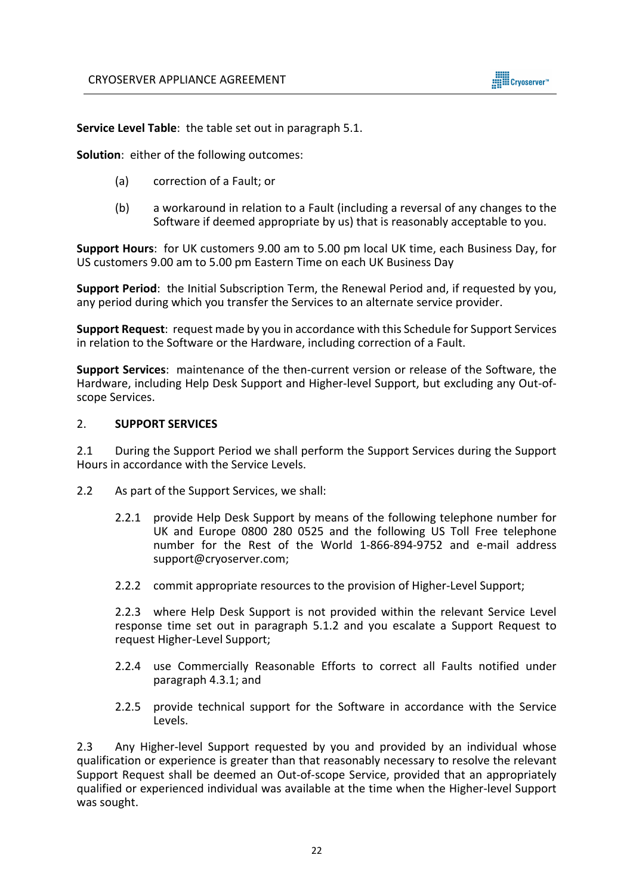**Service Level Table**: the table set out in paragraph 5.1.

**Solution**: either of the following outcomes:

(a) correction of a Fault; or

(b) a workaround in relation to a Fault (including a reversal of any changes to the Software if deemed appropriate by us) that is reasonably acceptable to you.

**Support Hours**: for UK customers 9.00 am to 5.00 pm local UK time, each Business Day, for US customers 9.00 am to 5.00 pm Eastern Time on each UK Business Day

**Support Period**: the Initial Subscription Term, the Renewal Period and, if requested by you, any period during which you transfer the Services to an alternate service provider.

**Support Request**: request made by you in accordance with this Schedule for Support Services in relation to the Software or the Hardware, including correction of a Fault.

**Support Services**: maintenance of the then-current version or release of the Software, the Hardware, including Help Desk Support and Higher-level Support, but excluding any Out-of-scope Services.

2. **SUPPORT SERVICES**

2.1 During the Support Period we shall perform the Support Services during the Support Hours in accordance with the Service Levels.

2.2 As part of the Support Services, we shall:

2.2.1 provide Help Desk Support by means of the following telephone number for UK and Europe 0800 280 0525 and the following US Toll Free telephone number for the Rest of the World 1-866-894-9752 and e-mail address support@cryoserver.com;

2.2.2 commit appropriate resources to the provision of Higher-Level Support;

2.2.3 where Help Desk Support is not provided within the relevant Service Level response time set out in paragraph 5.1.2 and you escalate a Support Request to request Higher-Level Support;

2.2.4 use Commercially Reasonable Efforts to correct all Faults notified under paragraph 4.3.1; and

2.2.5 provide technical support for the Software in accordance with the Service Levels.

2.3 Any Higher-level Support requested by you and provided by an individual whose qualification or experience is greater than that reasonably necessary to resolve the relevant Support Request shall be deemed an Out-of-scope Service, provided that an appropriately qualified or experienced individual was available at the time when the Higher-level Support was sought.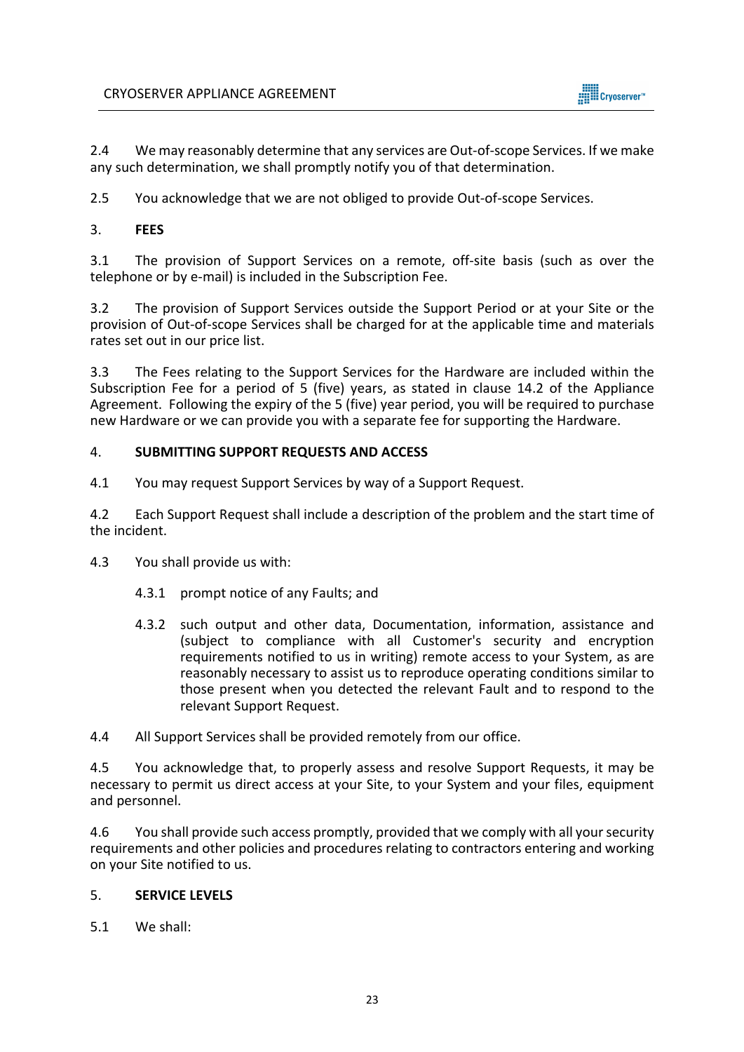2.4 We may reasonably determine that any services are Out-of-scope Services. If we make any such determination, we shall promptly notify you of that determination.

2.5 You acknowledge that we are not obliged to provide Out-of-scope Services.

3. **FEES**

3.1 The provision of Support Services on a remote, off-site basis (such as over the telephone or by e-mail) is included in the Subscription Fee.

3.2 The provision of Support Services outside the Support Period or at your Site or the provision of Out-of-scope Services shall be charged for at the applicable time and materials rates set out in our price list.

3.3 The Fees relating to the Support Services for the Hardware are included within the Subscription Fee for a period of 5 (five) years, as stated in clause 14.2 of the Appliance Agreement. Following the expiry of the 5 (five) year period, you will be required to purchase new Hardware or we can provide you with a separate fee for supporting the Hardware.

4. **SUBMITTING SUPPORT REQUESTS AND ACCESS**

4.1 You may request Support Services by way of a Support Request.

4.2 Each Support Request shall include a description of the problem and the start time of the incident.

4.3 You shall provide us with:

4.3.1 prompt notice of any Faults; and

4.3.2 such output and other data, Documentation, information, assistance and (subject to compliance with all Customer's security and encryption requirements notified to us in writing) remote access to your System, as are reasonably necessary to assist us to reproduce operating conditions similar to those present when you detected the relevant Fault and to respond to the relevant Support Request.

4.4 All Support Services shall be provided remotely from our office.

4.5 You acknowledge that, to properly assess and resolve Support Requests, it may be necessary to permit us direct access at your Site, to your System and your files, equipment and personnel.

4.6 You shall provide such access promptly, provided that we comply with all your security requirements and other policies and procedures relating to contractors entering and working on your Site notified to us.

5. **SERVICE LEVELS**

5.1 We shall: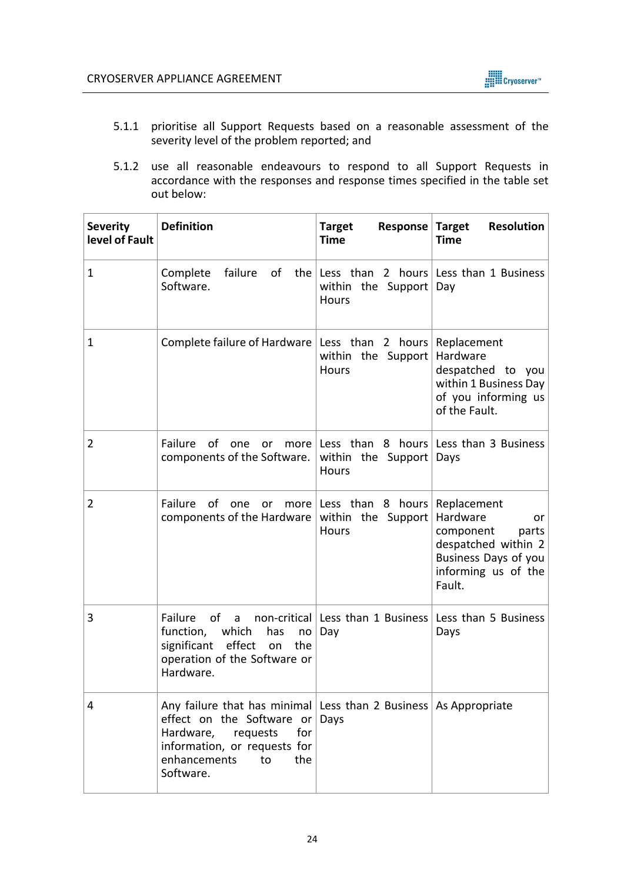5.1.1 prioritise all Support Requests based on a reasonable assessment of the severity level of the problem reported; and

5.1.2 use all reasonable endeavours to respond to all Support Requests in accordance with the responses and response times specified in the table set out below:

| Severity level of Fault | Definition | Target Response Time | Target Resolution Time |
|---|---|---|---|
| 1 | Complete failure of the Software. | Less than 2 hours within the Support Hours | Less than 1 Business Day |
| 1 | Complete failure of Hardware | Less than 2 hours within the Support Hours | Replacement Hardware despatched to you within 1 Business Day of you informing us of the Fault. |
| 2 | Failure of one or more components of the Software. | Less than 8 hours within the Support Hours | Less than 3 Business Days |
| 2 | Failure of one or more components of the Hardware | Less than 8 hours within the Support Hours | Replacement Hardware or component parts despatched within 2 Business Days of you informing us of the Fault. |
| 3 | Failure of a non-critical function, which has no significant effect on the operation of the Software or Hardware. | Less than 1 Business Day | Less than 5 Business Days |
| 4 | Any failure that has minimal effect on the Software or Hardware, requests for information, or requests for enhancements to the Software. | Less than 2 Business Days | As Appropriate |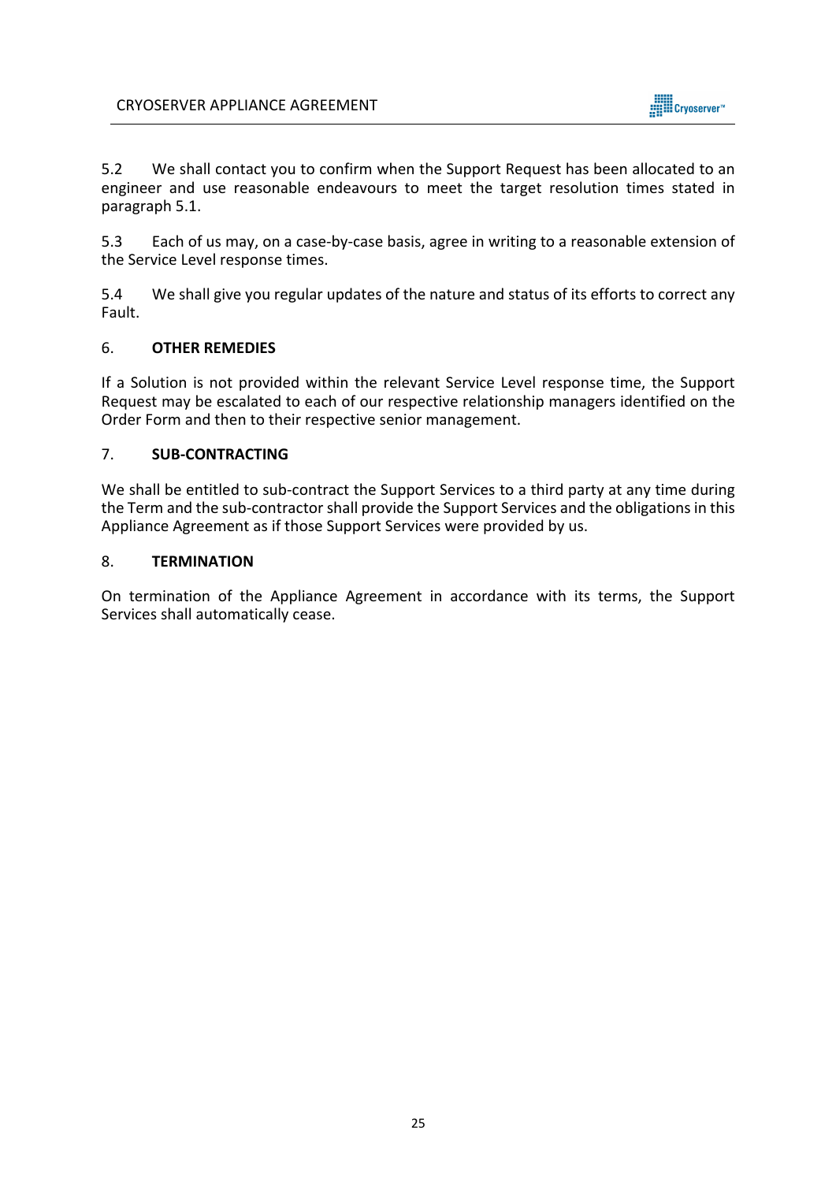5.2 We shall contact you to confirm when the Support Request has been allocated to an engineer and use reasonable endeavours to meet the target resolution times stated in paragraph 5.1.

5.3 Each of us may, on a case-by-case basis, agree in writing to a reasonable extension of the Service Level response times.

5.4 We shall give you regular updates of the nature and status of its efforts to correct any Fault.

## 6. OTHER REMEDIES

If a Solution is not provided within the relevant Service Level response time, the Support Request may be escalated to each of our respective relationship managers identified on the Order Form and then to their respective senior management.

## 7. SUB-CONTRACTING

We shall be entitled to sub-contract the Support Services to a third party at any time during the Term and the sub-contractor shall provide the Support Services and the obligations in this Appliance Agreement as if those Support Services were provided by us.

## 8. TERMINATION

On termination of the Appliance Agreement in accordance with its terms, the Support Services shall automatically cease.